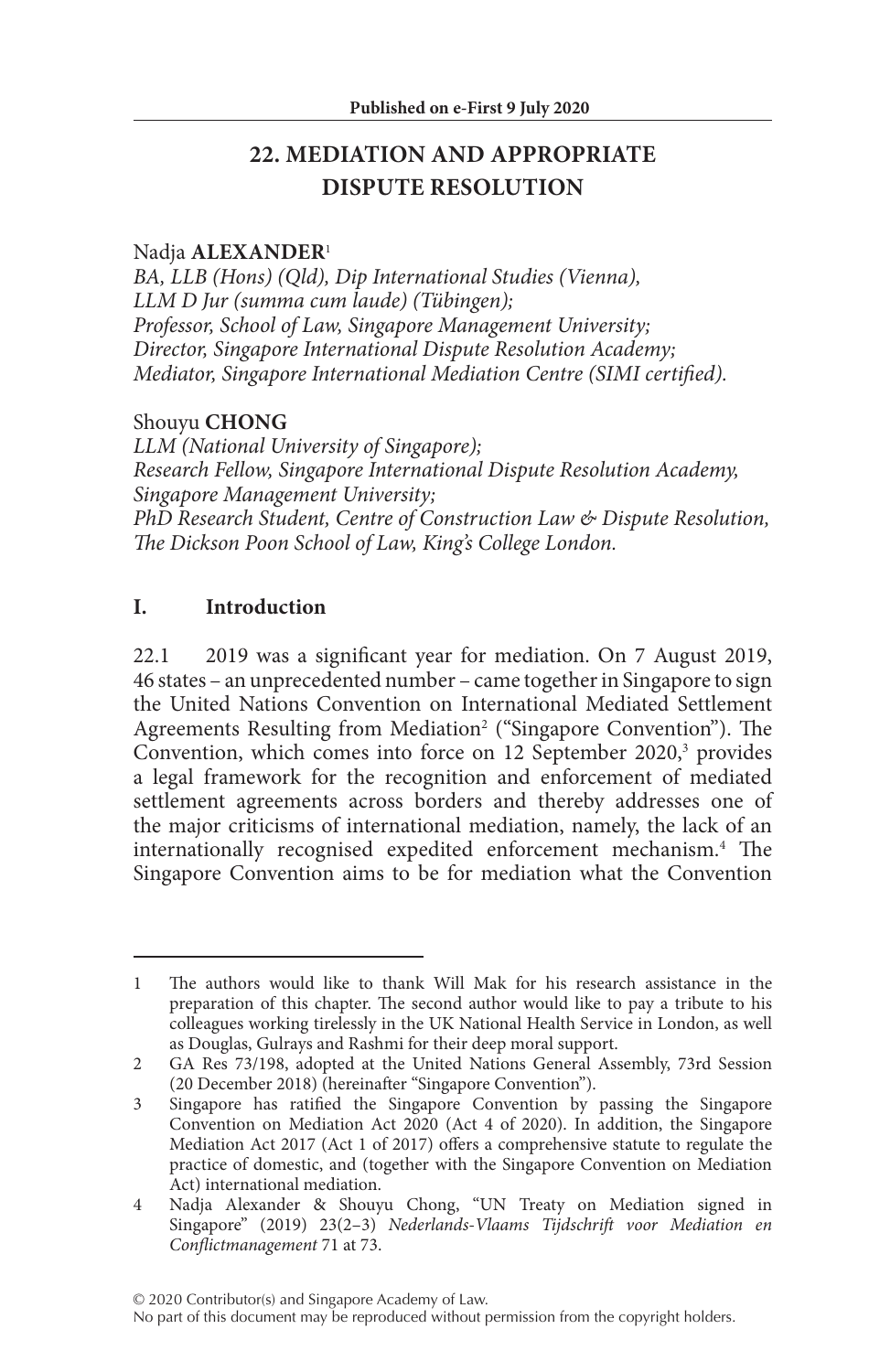Published on e-First 9 July 2020

# 22. MEDIATION AND APPROPRIATE DISPUTE RESOLUTION

Nadja **ALEXANDER**[1]

*BA, LLB (Hons) (Qld), Dip International Studies (Vienna), LLM D Jur (summa cum laude) (Tübingen);*
*Professor, School of Law, Singapore Management University;*
*Director, Singapore International Dispute Resolution Academy;*
*Mediator, Singapore International Mediation Centre (SIMI certified).*

Shouyu **CHONG**

*LLM (National University of Singapore);*
*Research Fellow, Singapore International Dispute Resolution Academy, Singapore Management University;*
*PhD Research Student, Centre of Construction Law & Dispute Resolution, The Dickson Poon School of Law, King's College London.*

## I. Introduction

22.1 2019 was a significant year for mediation. On 7 August 2019, 46 states – an unprecedented number – came together in Singapore to sign the United Nations Convention on International Mediated Settlement Agreements Resulting from Mediation[2] ("Singapore Convention"). The Convention, which comes into force on 12 September 2020,[3] provides a legal framework for the recognition and enforcement of mediated settlement agreements across borders and thereby addresses one of the major criticisms of international mediation, namely, the lack of an internationally recognised expedited enforcement mechanism.[4] The Singapore Convention aims to be for mediation what the Convention

---

1 The authors would like to thank Will Mak for his research assistance in the preparation of this chapter. The second author would like to pay a tribute to his colleagues working tirelessly in the UK National Health Service in London, as well as Douglas, Gulrays and Rashmi for their deep moral support.

2 GA Res 73/198, adopted at the United Nations General Assembly, 73rd Session (20 December 2018) (hereinafter "Singapore Convention").

3 Singapore has ratified the Singapore Convention by passing the Singapore Convention on Mediation Act 2020 (Act 4 of 2020). In addition, the Singapore Mediation Act 2017 (Act 1 of 2017) offers a comprehensive statute to regulate the practice of domestic, and (together with the Singapore Convention on Mediation Act) international mediation.

4 Nadja Alexander & Shouyu Chong, "UN Treaty on Mediation signed in Singapore" (2019) 23(2–3) *Nederlands-Vlaams Tijdschrift voor Mediation en Conflictmanagement* 71 at 73.

© 2020 Contributor(s) and Singapore Academy of Law.
No part of this document may be reproduced without permission from the copyright holders.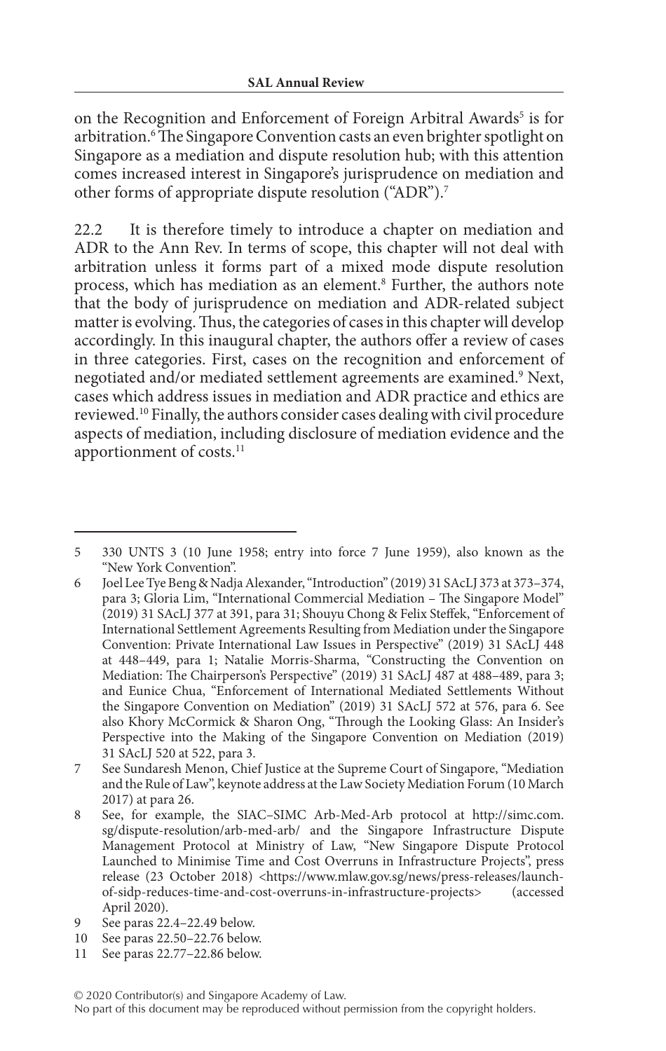on the Recognition and Enforcement of Foreign Arbitral Awards[5] is for arbitration.[6] The Singapore Convention casts an even brighter spotlight on Singapore as a mediation and dispute resolution hub; with this attention comes increased interest in Singapore's jurisprudence on mediation and other forms of appropriate dispute resolution ("ADR").[7]

22.2 It is therefore timely to introduce a chapter on mediation and ADR to the Ann Rev. In terms of scope, this chapter will not deal with arbitration unless it forms part of a mixed mode dispute resolution process, which has mediation as an element.[8] Further, the authors note that the body of jurisprudence on mediation and ADR-related subject matter is evolving. Thus, the categories of cases in this chapter will develop accordingly. In this inaugural chapter, the authors offer a review of cases in three categories. First, cases on the recognition and enforcement of negotiated and/or mediated settlement agreements are examined.[9] Next, cases which address issues in mediation and ADR practice and ethics are reviewed.[10] Finally, the authors consider cases dealing with civil procedure aspects of mediation, including disclosure of mediation evidence and the apportionment of costs.[11]

---

5 330 UNTS 3 (10 June 1958; entry into force 7 June 1959), also known as the "New York Convention".

6 Joel Lee Tye Beng & Nadja Alexander, "Introduction" (2019) 31 SAcLJ 373 at 373–374, para 3; Gloria Lim, "International Commercial Mediation – The Singapore Model" (2019) 31 SAcLJ 377 at 391, para 31; Shouyu Chong & Felix Steffek, "Enforcement of International Settlement Agreements Resulting from Mediation under the Singapore Convention: Private International Law Issues in Perspective" (2019) 31 SAcLJ 448 at 448–449, para 1; Natalie Morris-Sharma, "Constructing the Convention on Mediation: The Chairperson's Perspective" (2019) 31 SAcLJ 487 at 488–489, para 3; and Eunice Chua, "Enforcement of International Mediated Settlements Without the Singapore Convention on Mediation" (2019) 31 SAcLJ 572 at 576, para 6. See also Khory McCormick & Sharon Ong, "Through the Looking Glass: An Insider's Perspective into the Making of the Singapore Convention on Mediation (2019) 31 SAcLJ 520 at 522, para 3.

7 See Sundaresh Menon, Chief Justice at the Supreme Court of Singapore, "Mediation and the Rule of Law", keynote address at the Law Society Mediation Forum (10 March 2017) at para 26.

8 See, for example, the SIAC–SIMC Arb-Med-Arb protocol at http://simc.com.sg/dispute-resolution/arb-med-arb/ and the Singapore Infrastructure Dispute Management Protocol at Ministry of Law, "New Singapore Dispute Protocol Launched to Minimise Time and Cost Overruns in Infrastructure Projects", press release (23 October 2018) <https://www.mlaw.gov.sg/news/press-releases/launch-of-sidp-reduces-time-and-cost-overruns-in-infrastructure-projects> (accessed April 2020).

9 See paras 22.4–22.49 below.

10 See paras 22.50–22.76 below.

11 See paras 22.77–22.86 below.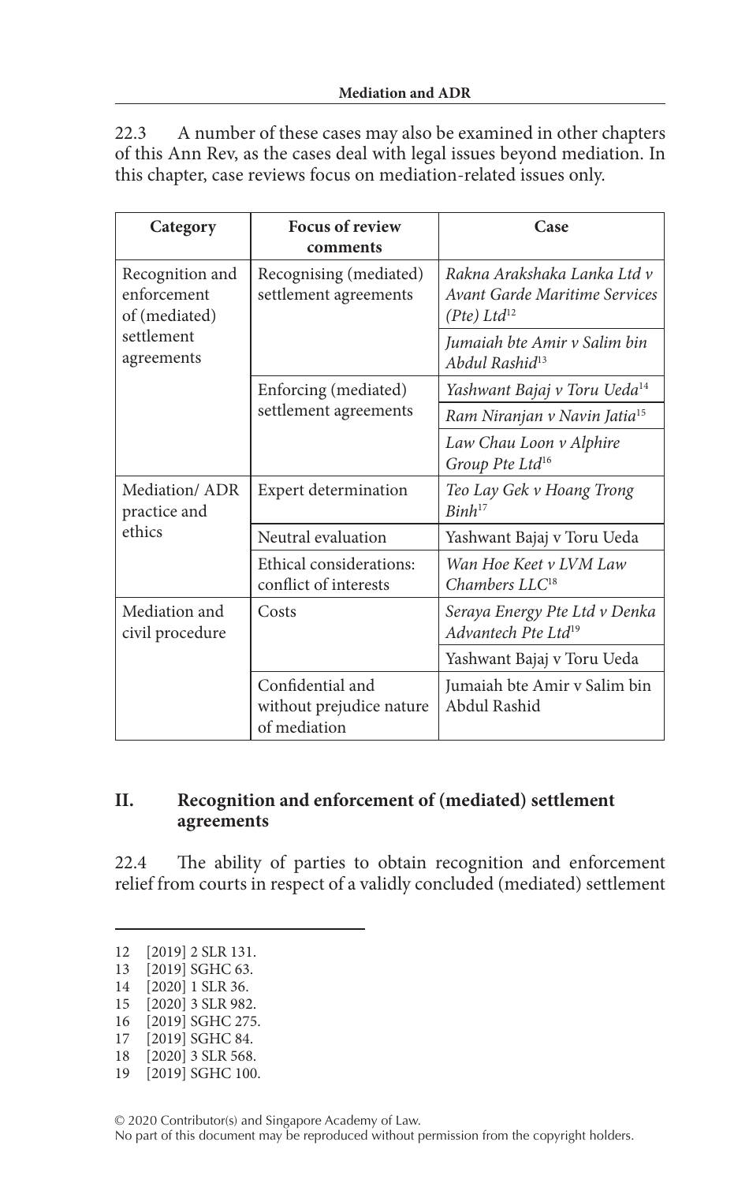22.3 A number of these cases may also be examined in other chapters of this Ann Rev, as the cases deal with legal issues beyond mediation. In this chapter, case reviews focus on mediation-related issues only.

| Category | Focus of review comments | Case |
|---|---|---|
| Recognition and enforcement of (mediated) settlement agreements | Recognising (mediated) settlement agreements | *Rakna Arakshaka Lanka Ltd v Avant Garde Maritime Services (Pte) Ltd*[12] |
| | | *Jumaiah bte Amir v Salim bin Abdul Rashid*[13] |
| | Enforcing (mediated) settlement agreements | *Yashwant Bajaj v Toru Ueda*[14] |
| | | *Ram Niranjan v Navin Jatia*[15] |
| | | *Law Chau Loon v Alphire Group Pte Ltd*[16] |
| Mediation/ ADR practice and ethics | Expert determination | *Teo Lay Gek v Hoang Trong Binh*[17] |
| | Neutral evaluation | Yashwant Bajaj v Toru Ueda |
| | Ethical considerations: conflict of interests | *Wan Hoe Keet v LVM Law Chambers LLC*[18] |
| Mediation and civil procedure | Costs | *Seraya Energy Pte Ltd v Denka Advantech Pte Ltd*[19] |
| | | Yashwant Bajaj v Toru Ueda |
| | Confidential and without prejudice nature of mediation | Jumaiah bte Amir v Salim bin Abdul Rashid |

## II. Recognition and enforcement of (mediated) settlement agreements

22.4 The ability of parties to obtain recognition and enforcement relief from courts in respect of a validly concluded (mediated) settlement

---

12 [2019] 2 SLR 131.
13 [2019] SGHC 63.
14 [2020] 1 SLR 36.
15 [2020] 3 SLR 982.
16 [2019] SGHC 275.
17 [2019] SGHC 84.
18 [2020] 3 SLR 568.
19 [2019] SGHC 100.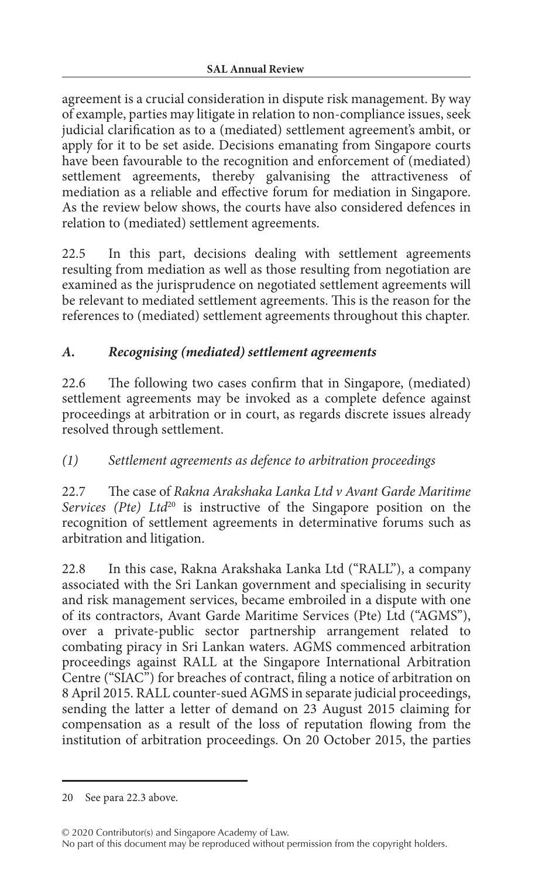agreement is a crucial consideration in dispute risk management. By way of example, parties may litigate in relation to non-compliance issues, seek judicial clarification as to a (mediated) settlement agreement's ambit, or apply for it to be set aside. Decisions emanating from Singapore courts have been favourable to the recognition and enforcement of (mediated) settlement agreements, thereby galvanising the attractiveness of mediation as a reliable and effective forum for mediation in Singapore. As the review below shows, the courts have also considered defences in relation to (mediated) settlement agreements.

22.5 In this part, decisions dealing with settlement agreements resulting from mediation as well as those resulting from negotiation are examined as the jurisprudence on negotiated settlement agreements will be relevant to mediated settlement agreements. This is the reason for the references to (mediated) settlement agreements throughout this chapter.

### *A. Recognising (mediated) settlement agreements*

22.6 The following two cases confirm that in Singapore, (mediated) settlement agreements may be invoked as a complete defence against proceedings at arbitration or in court, as regards discrete issues already resolved through settlement.

#### *(1) Settlement agreements as defence to arbitration proceedings*

22.7 The case of *Rakna Arakshaka Lanka Ltd v Avant Garde Maritime Services (Pte) Ltd*[20] is instructive of the Singapore position on the recognition of settlement agreements in determinative forums such as arbitration and litigation.

22.8 In this case, Rakna Arakshaka Lanka Ltd ("RALL"), a company associated with the Sri Lankan government and specialising in security and risk management services, became embroiled in a dispute with one of its contractors, Avant Garde Maritime Services (Pte) Ltd ("AGMS"), over a private-public sector partnership arrangement related to combating piracy in Sri Lankan waters. AGMS commenced arbitration proceedings against RALL at the Singapore International Arbitration Centre ("SIAC") for breaches of contract, filing a notice of arbitration on 8 April 2015. RALL counter-sued AGMS in separate judicial proceedings, sending the latter a letter of demand on 23 August 2015 claiming for compensation as a result of the loss of reputation flowing from the institution of arbitration proceedings. On 20 October 2015, the parties

---

20 See para 22.3 above.

© 2020 Contributor(s) and Singapore Academy of Law.
No part of this document may be reproduced without permission from the copyright holders.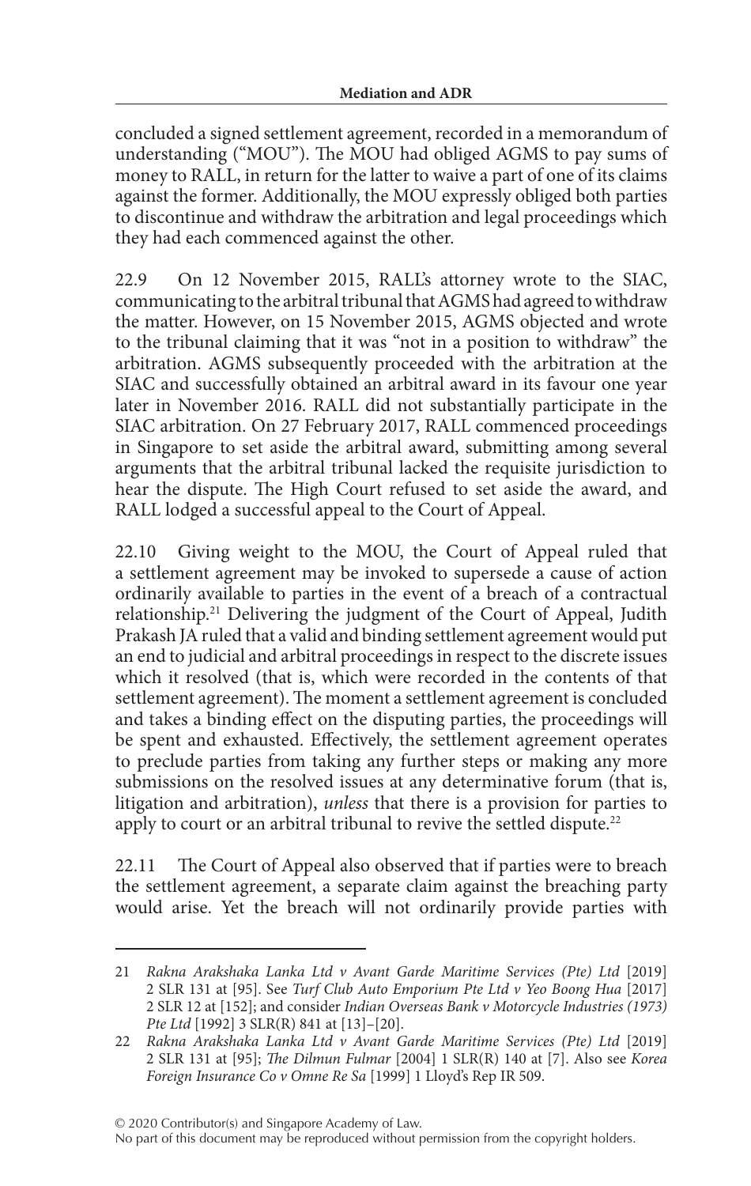concluded a signed settlement agreement, recorded in a memorandum of understanding ("MOU"). The MOU had obliged AGMS to pay sums of money to RALL, in return for the latter to waive a part of one of its claims against the former. Additionally, the MOU expressly obliged both parties to discontinue and withdraw the arbitration and legal proceedings which they had each commenced against the other.

22.9 On 12 November 2015, RALL's attorney wrote to the SIAC, communicating to the arbitral tribunal that AGMS had agreed to withdraw the matter. However, on 15 November 2015, AGMS objected and wrote to the tribunal claiming that it was "not in a position to withdraw" the arbitration. AGMS subsequently proceeded with the arbitration at the SIAC and successfully obtained an arbitral award in its favour one year later in November 2016. RALL did not substantially participate in the SIAC arbitration. On 27 February 2017, RALL commenced proceedings in Singapore to set aside the arbitral award, submitting among several arguments that the arbitral tribunal lacked the requisite jurisdiction to hear the dispute. The High Court refused to set aside the award, and RALL lodged a successful appeal to the Court of Appeal.

22.10 Giving weight to the MOU, the Court of Appeal ruled that a settlement agreement may be invoked to supersede a cause of action ordinarily available to parties in the event of a breach of a contractual relationship.[21] Delivering the judgment of the Court of Appeal, Judith Prakash JA ruled that a valid and binding settlement agreement would put an end to judicial and arbitral proceedings in respect to the discrete issues which it resolved (that is, which were recorded in the contents of that settlement agreement). The moment a settlement agreement is concluded and takes a binding effect on the disputing parties, the proceedings will be spent and exhausted. Effectively, the settlement agreement operates to preclude parties from taking any further steps or making any more submissions on the resolved issues at any determinative forum (that is, litigation and arbitration), *unless* that there is a provision for parties to apply to court or an arbitral tribunal to revive the settled dispute.[22]

22.11 The Court of Appeal also observed that if parties were to breach the settlement agreement, a separate claim against the breaching party would arise. Yet the breach will not ordinarily provide parties with

---

21 *Rakna Arakshaka Lanka Ltd v Avant Garde Maritime Services (Pte) Ltd* [2019] 2 SLR 131 at [95]. See *Turf Club Auto Emporium Pte Ltd v Yeo Boong Hua* [2017] 2 SLR 12 at [152]; and consider *Indian Overseas Bank v Motorcycle Industries (1973) Pte Ltd* [1992] 3 SLR(R) 841 at [13]–[20].

22 *Rakna Arakshaka Lanka Ltd v Avant Garde Maritime Services (Pte) Ltd* [2019] 2 SLR 131 at [95]; *The Dilmun Fulmar* [2004] 1 SLR(R) 140 at [7]. Also see *Korea Foreign Insurance Co v Omne Re Sa* [1999] 1 Lloyd's Rep IR 509.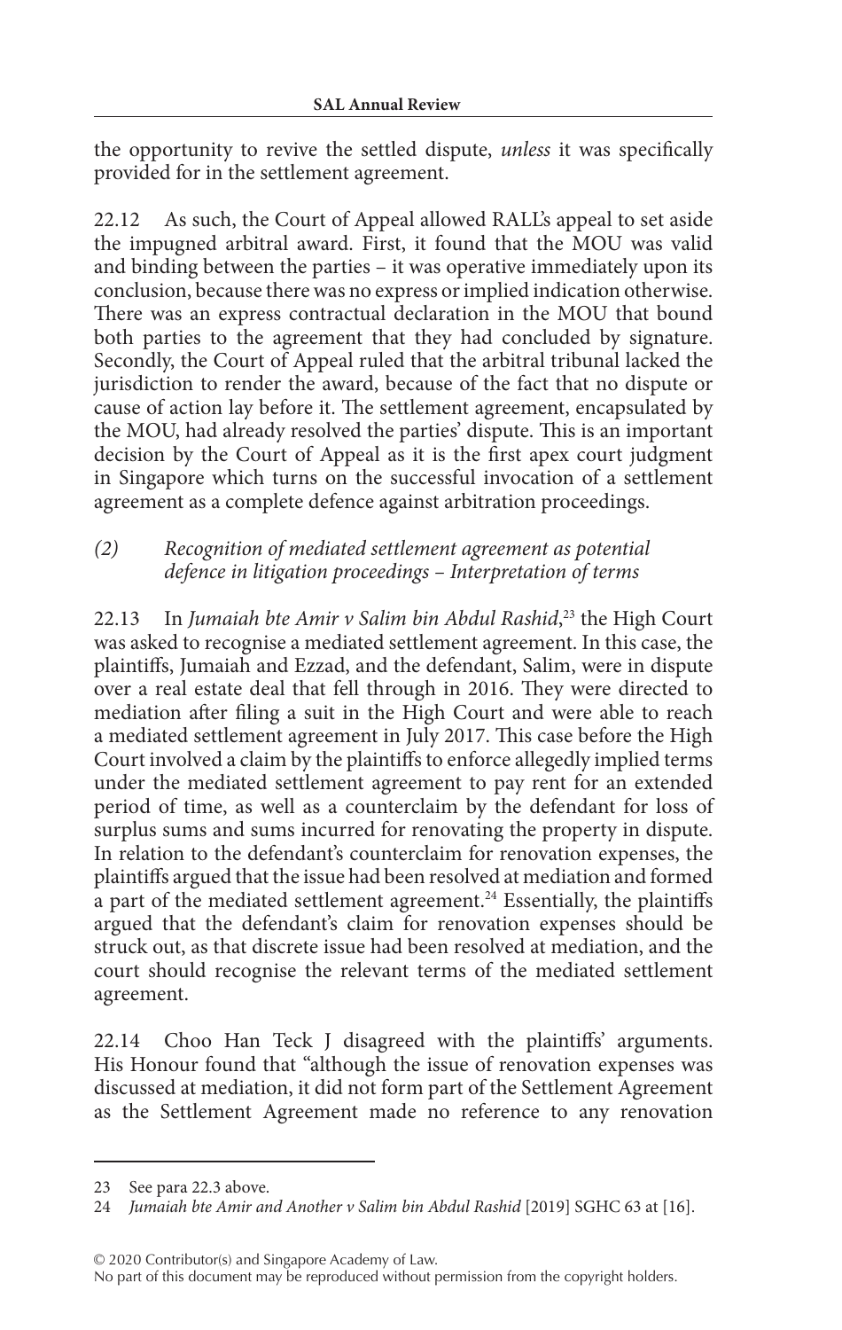the opportunity to revive the settled dispute, *unless* it was specifically provided for in the settlement agreement.

22.12 As such, the Court of Appeal allowed RALL's appeal to set aside the impugned arbitral award. First, it found that the MOU was valid and binding between the parties – it was operative immediately upon its conclusion, because there was no express or implied indication otherwise. There was an express contractual declaration in the MOU that bound both parties to the agreement that they had concluded by signature. Secondly, the Court of Appeal ruled that the arbitral tribunal lacked the jurisdiction to render the award, because of the fact that no dispute or cause of action lay before it. The settlement agreement, encapsulated by the MOU, had already resolved the parties' dispute. This is an important decision by the Court of Appeal as it is the first apex court judgment in Singapore which turns on the successful invocation of a settlement agreement as a complete defence against arbitration proceedings.

### *(2) Recognition of mediated settlement agreement as potential defence in litigation proceedings – Interpretation of terms*

22.13 In *Jumaiah bte Amir v Salim bin Abdul Rashid*,[23] the High Court was asked to recognise a mediated settlement agreement. In this case, the plaintiffs, Jumaiah and Ezzad, and the defendant, Salim, were in dispute over a real estate deal that fell through in 2016. They were directed to mediation after filing a suit in the High Court and were able to reach a mediated settlement agreement in July 2017. This case before the High Court involved a claim by the plaintiffs to enforce allegedly implied terms under the mediated settlement agreement to pay rent for an extended period of time, as well as a counterclaim by the defendant for loss of surplus sums and sums incurred for renovating the property in dispute. In relation to the defendant's counterclaim for renovation expenses, the plaintiffs argued that the issue had been resolved at mediation and formed a part of the mediated settlement agreement.[24] Essentially, the plaintiffs argued that the defendant's claim for renovation expenses should be struck out, as that discrete issue had been resolved at mediation, and the court should recognise the relevant terms of the mediated settlement agreement.

22.14 Choo Han Teck J disagreed with the plaintiffs' arguments. His Honour found that "although the issue of renovation expenses was discussed at mediation, it did not form part of the Settlement Agreement as the Settlement Agreement made no reference to any renovation

---

23 See para 22.3 above.

24 *Jumaiah bte Amir and Another v Salim bin Abdul Rashid* [2019] SGHC 63 at [16].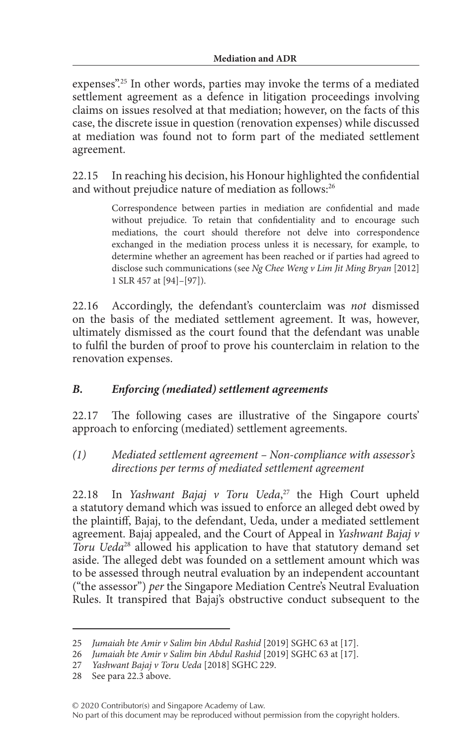expenses".[25] In other words, parties may invoke the terms of a mediated settlement agreement as a defence in litigation proceedings involving claims on issues resolved at that mediation; however, on the facts of this case, the discrete issue in question (renovation expenses) while discussed at mediation was found not to form part of the mediated settlement agreement.

22.15 In reaching his decision, his Honour highlighted the confidential and without prejudice nature of mediation as follows:[26]

> Correspondence between parties in mediation are confidential and made without prejudice. To retain that confidentiality and to encourage such mediations, the court should therefore not delve into correspondence exchanged in the mediation process unless it is necessary, for example, to determine whether an agreement has been reached or if parties had agreed to disclose such communications (see *Ng Chee Weng v Lim Jit Ming Bryan* [2012] 1 SLR 457 at [94]–[97]).

22.16 Accordingly, the defendant's counterclaim was *not* dismissed on the basis of the mediated settlement agreement. It was, however, ultimately dismissed as the court found that the defendant was unable to fulfil the burden of proof to prove his counterclaim in relation to the renovation expenses.

## *B. Enforcing (mediated) settlement agreements*

22.17 The following cases are illustrative of the Singapore courts' approach to enforcing (mediated) settlement agreements.

### *(1) Mediated settlement agreement – Non-compliance with assessor's directions per terms of mediated settlement agreement*

22.18 In *Yashwant Bajaj v Toru Ueda*,[27] the High Court upheld a statutory demand which was issued to enforce an alleged debt owed by the plaintiff, Bajaj, to the defendant, Ueda, under a mediated settlement agreement. Bajaj appealed, and the Court of Appeal in *Yashwant Bajaj v Toru Ueda*[28] allowed his application to have that statutory demand set aside. The alleged debt was founded on a settlement amount which was to be assessed through neutral evaluation by an independent accountant ("the assessor") *per* the Singapore Mediation Centre's Neutral Evaluation Rules. It transpired that Bajaj's obstructive conduct subsequent to the

---

25 *Jumaiah bte Amir v Salim bin Abdul Rashid* [2019] SGHC 63 at [17].

26 *Jumaiah bte Amir v Salim bin Abdul Rashid* [2019] SGHC 63 at [17].

27 *Yashwant Bajaj v Toru Ueda* [2018] SGHC 229.

28 See para 22.3 above.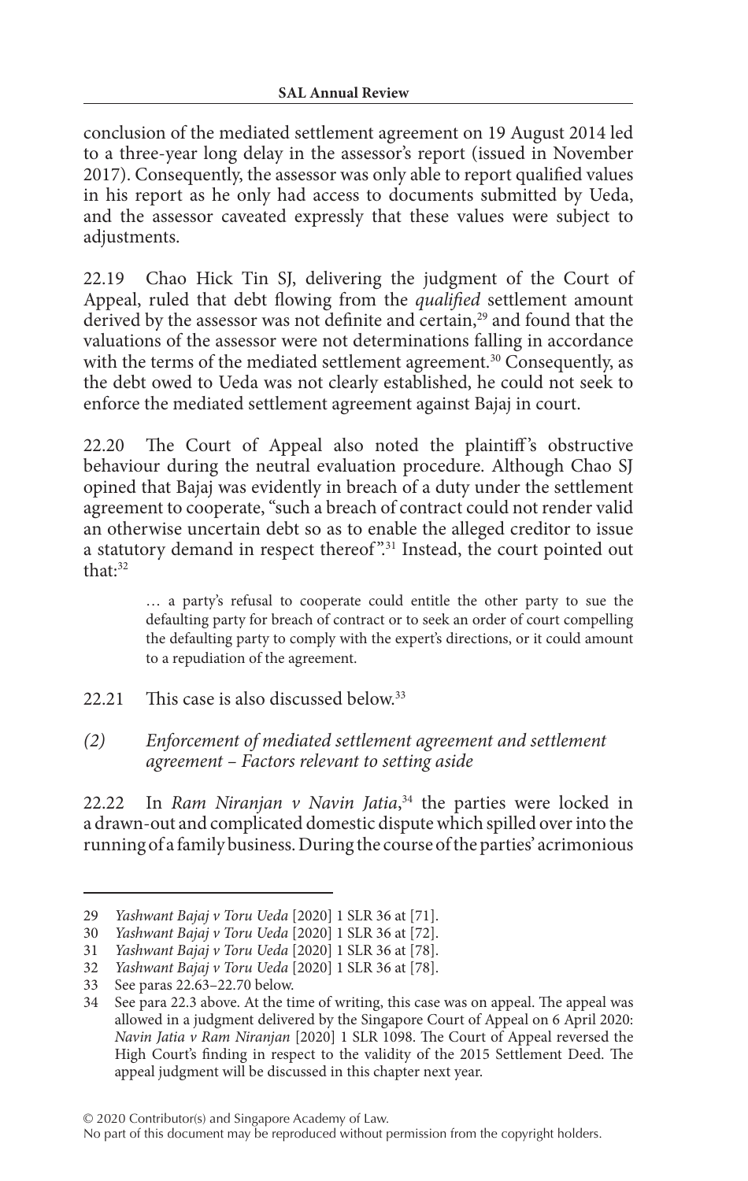conclusion of the mediated settlement agreement on 19 August 2014 led to a three-year long delay in the assessor's report (issued in November 2017). Consequently, the assessor was only able to report qualified values in his report as he only had access to documents submitted by Ueda, and the assessor caveated expressly that these values were subject to adjustments.

22.19 Chao Hick Tin SJ, delivering the judgment of the Court of Appeal, ruled that debt flowing from the *qualified* settlement amount derived by the assessor was not definite and certain,[29] and found that the valuations of the assessor were not determinations falling in accordance with the terms of the mediated settlement agreement.[30] Consequently, as the debt owed to Ueda was not clearly established, he could not seek to enforce the mediated settlement agreement against Bajaj in court.

22.20 The Court of Appeal also noted the plaintiff's obstructive behaviour during the neutral evaluation procedure. Although Chao SJ opined that Bajaj was evidently in breach of a duty under the settlement agreement to cooperate, "such a breach of contract could not render valid an otherwise uncertain debt so as to enable the alleged creditor to issue a statutory demand in respect thereof".[31] Instead, the court pointed out that:[32]

> … a party's refusal to cooperate could entitle the other party to sue the defaulting party for breach of contract or to seek an order of court compelling the defaulting party to comply with the expert's directions, or it could amount to a repudiation of the agreement.

22.21 This case is also discussed below.[33]

### *(2) Enforcement of mediated settlement agreement and settlement agreement – Factors relevant to setting aside*

22.22 In *Ram Niranjan v Navin Jatia*,[34] the parties were locked in a drawn-out and complicated domestic dispute which spilled over into the running of a family business. During the course of the parties' acrimonious

---

29 *Yashwant Bajaj v Toru Ueda* [2020] 1 SLR 36 at [71].

30 *Yashwant Bajaj v Toru Ueda* [2020] 1 SLR 36 at [72].

31 *Yashwant Bajaj v Toru Ueda* [2020] 1 SLR 36 at [78].

32 *Yashwant Bajaj v Toru Ueda* [2020] 1 SLR 36 at [78].

33 See paras 22.63–22.70 below.

34 See para 22.3 above. At the time of writing, this case was on appeal. The appeal was allowed in a judgment delivered by the Singapore Court of Appeal on 6 April 2020: *Navin Jatia v Ram Niranjan* [2020] 1 SLR 1098. The Court of Appeal reversed the High Court's finding in respect to the validity of the 2015 Settlement Deed. The appeal judgment will be discussed in this chapter next year.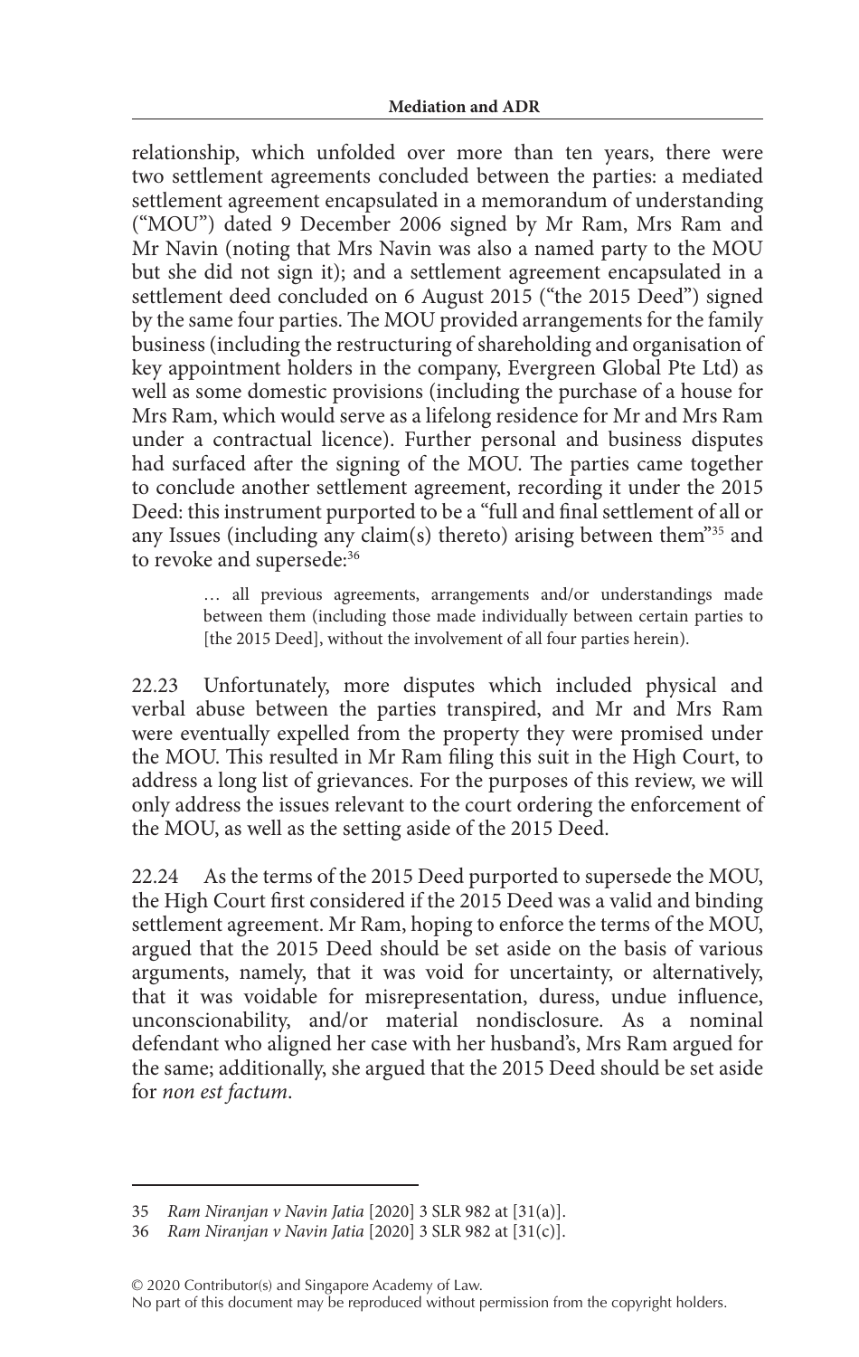relationship, which unfolded over more than ten years, there were two settlement agreements concluded between the parties: a mediated settlement agreement encapsulated in a memorandum of understanding ("MOU") dated 9 December 2006 signed by Mr Ram, Mrs Ram and Mr Navin (noting that Mrs Navin was also a named party to the MOU but she did not sign it); and a settlement agreement encapsulated in a settlement deed concluded on 6 August 2015 ("the 2015 Deed") signed by the same four parties. The MOU provided arrangements for the family business (including the restructuring of shareholding and organisation of key appointment holders in the company, Evergreen Global Pte Ltd) as well as some domestic provisions (including the purchase of a house for Mrs Ram, which would serve as a lifelong residence for Mr and Mrs Ram under a contractual licence). Further personal and business disputes had surfaced after the signing of the MOU. The parties came together to conclude another settlement agreement, recording it under the 2015 Deed: this instrument purported to be a "full and final settlement of all or any Issues (including any claim(s) thereto) arising between them"[35] and to revoke and supersede:[36]

> … all previous agreements, arrangements and/or understandings made between them (including those made individually between certain parties to [the 2015 Deed], without the involvement of all four parties herein).

22.23 Unfortunately, more disputes which included physical and verbal abuse between the parties transpired, and Mr and Mrs Ram were eventually expelled from the property they were promised under the MOU. This resulted in Mr Ram filing this suit in the High Court, to address a long list of grievances. For the purposes of this review, we will only address the issues relevant to the court ordering the enforcement of the MOU, as well as the setting aside of the 2015 Deed.

22.24 As the terms of the 2015 Deed purported to supersede the MOU, the High Court first considered if the 2015 Deed was a valid and binding settlement agreement. Mr Ram, hoping to enforce the terms of the MOU, argued that the 2015 Deed should be set aside on the basis of various arguments, namely, that it was void for uncertainty, or alternatively, that it was voidable for misrepresentation, duress, undue influence, unconscionability, and/or material nondisclosure. As a nominal defendant who aligned her case with her husband's, Mrs Ram argued for the same; additionally, she argued that the 2015 Deed should be set aside for *non est factum*.

---

35 *Ram Niranjan v Navin Jatia* [2020] 3 SLR 982 at [31(a)].

36 *Ram Niranjan v Navin Jatia* [2020] 3 SLR 982 at [31(c)].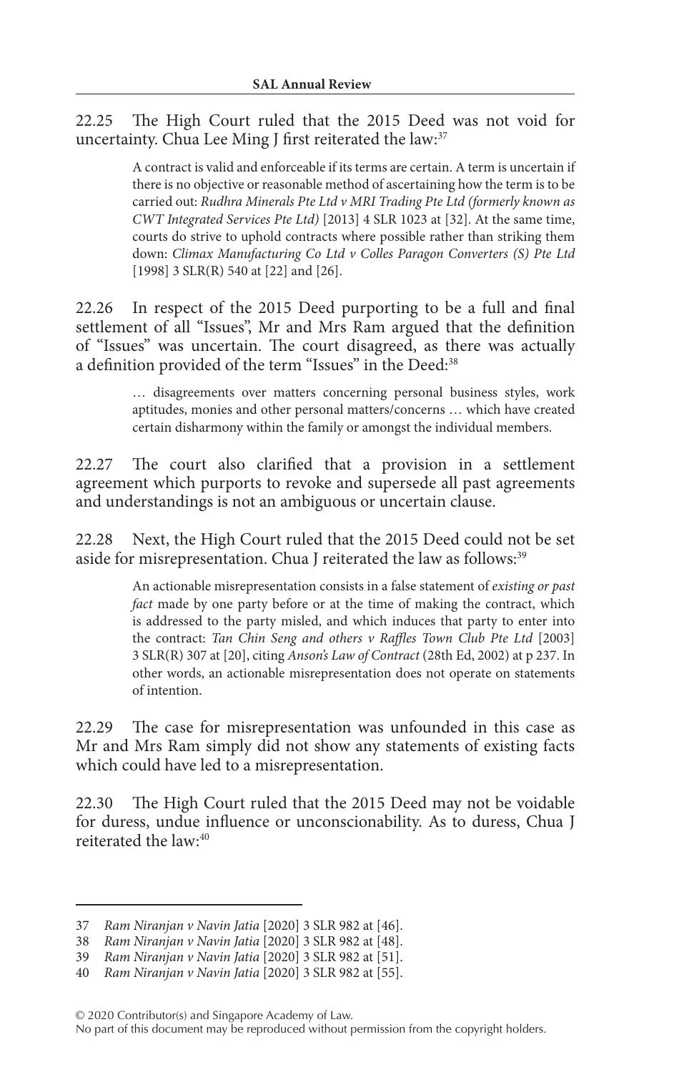22.25 The High Court ruled that the 2015 Deed was not void for uncertainty. Chua Lee Ming J first reiterated the law:[37]

> A contract is valid and enforceable if its terms are certain. A term is uncertain if there is no objective or reasonable method of ascertaining how the term is to be carried out: *Rudhra Minerals Pte Ltd v MRI Trading Pte Ltd (formerly known as CWT Integrated Services Pte Ltd)* [2013] 4 SLR 1023 at [32]. At the same time, courts do strive to uphold contracts where possible rather than striking them down: *Climax Manufacturing Co Ltd v Colles Paragon Converters (S) Pte Ltd* [1998] 3 SLR(R) 540 at [22] and [26].

22.26 In respect of the 2015 Deed purporting to be a full and final settlement of all "Issues", Mr and Mrs Ram argued that the definition of "Issues" was uncertain. The court disagreed, as there was actually a definition provided of the term "Issues" in the Deed:[38]

> … disagreements over matters concerning personal business styles, work aptitudes, monies and other personal matters/concerns … which have created certain disharmony within the family or amongst the individual members.

22.27 The court also clarified that a provision in a settlement agreement which purports to revoke and supersede all past agreements and understandings is not an ambiguous or uncertain clause.

22.28 Next, the High Court ruled that the 2015 Deed could not be set aside for misrepresentation. Chua J reiterated the law as follows:[39]

> An actionable misrepresentation consists in a false statement of *existing or past fact* made by one party before or at the time of making the contract, which is addressed to the party misled, and which induces that party to enter into the contract: *Tan Chin Seng and others v Raffles Town Club Pte Ltd* [2003] 3 SLR(R) 307 at [20], citing *Anson's Law of Contract* (28th Ed, 2002) at p 237. In other words, an actionable misrepresentation does not operate on statements of intention.

22.29 The case for misrepresentation was unfounded in this case as Mr and Mrs Ram simply did not show any statements of existing facts which could have led to a misrepresentation.

22.30 The High Court ruled that the 2015 Deed may not be voidable for duress, undue influence or unconscionability. As to duress, Chua J reiterated the law:[40]

---

37 *Ram Niranjan v Navin Jatia* [2020] 3 SLR 982 at [46].

38 *Ram Niranjan v Navin Jatia* [2020] 3 SLR 982 at [48].

39 *Ram Niranjan v Navin Jatia* [2020] 3 SLR 982 at [51].

40 *Ram Niranjan v Navin Jatia* [2020] 3 SLR 982 at [55].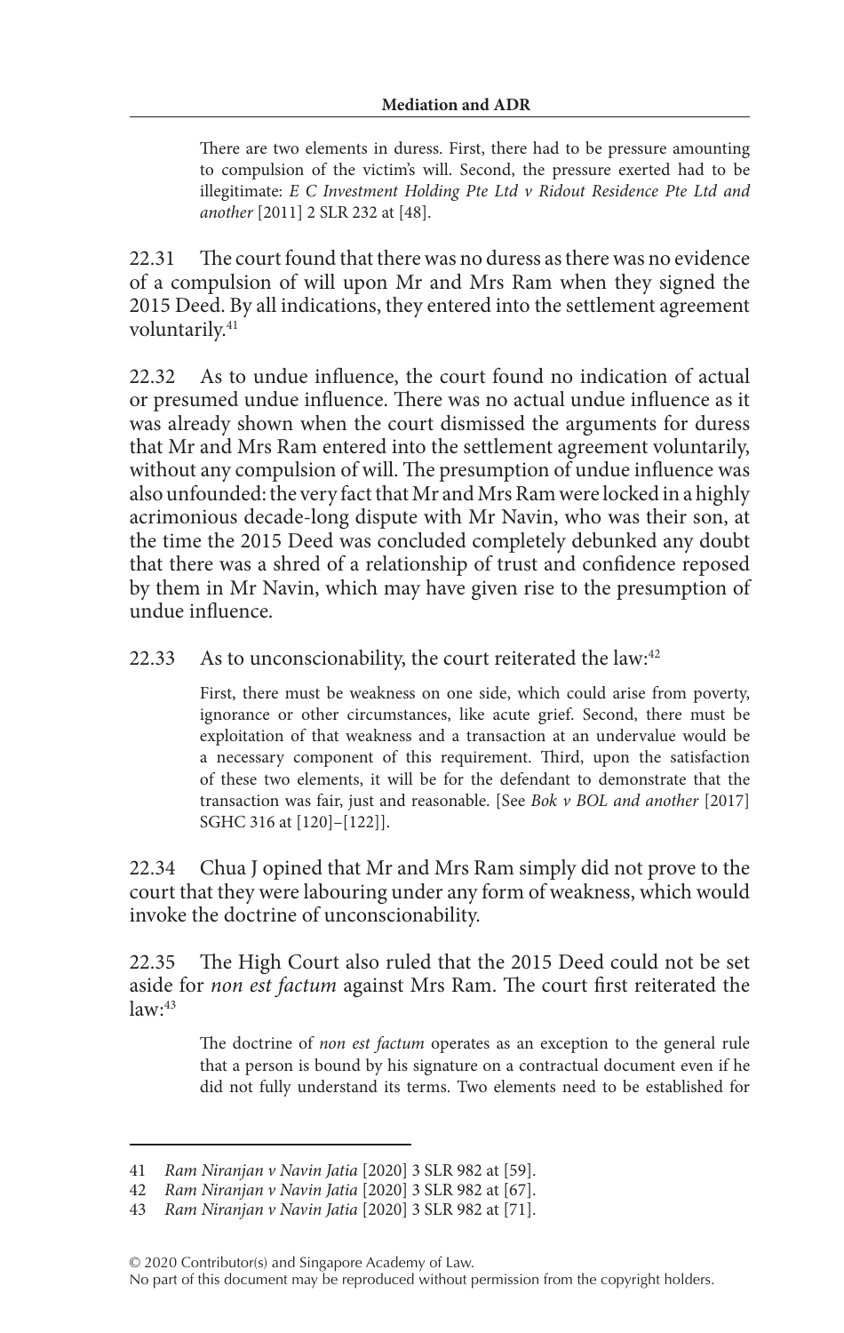> There are two elements in duress. First, there had to be pressure amounting to compulsion of the victim's will. Second, the pressure exerted had to be illegitimate: *E C Investment Holding Pte Ltd v Ridout Residence Pte Ltd and another* [2011] 2 SLR 232 at [48].

22.31 The court found that there was no duress as there was no evidence of a compulsion of will upon Mr and Mrs Ram when they signed the 2015 Deed. By all indications, they entered into the settlement agreement voluntarily.[41]

22.32 As to undue influence, the court found no indication of actual or presumed undue influence. There was no actual undue influence as it was already shown when the court dismissed the arguments for duress that Mr and Mrs Ram entered into the settlement agreement voluntarily, without any compulsion of will. The presumption of undue influence was also unfounded: the very fact that Mr and Mrs Ram were locked in a highly acrimonious decade-long dispute with Mr Navin, who was their son, at the time the 2015 Deed was concluded completely debunked any doubt that there was a shred of a relationship of trust and confidence reposed by them in Mr Navin, which may have given rise to the presumption of undue influence.

22.33 As to unconscionability, the court reiterated the law:[42]

> First, there must be weakness on one side, which could arise from poverty, ignorance or other circumstances, like acute grief. Second, there must be exploitation of that weakness and a transaction at an undervalue would be a necessary component of this requirement. Third, upon the satisfaction of these two elements, it will be for the defendant to demonstrate that the transaction was fair, just and reasonable. [See *Bok v BOL and another* [2017] SGHC 316 at [120]–[122]].

22.34 Chua J opined that Mr and Mrs Ram simply did not prove to the court that they were labouring under any form of weakness, which would invoke the doctrine of unconscionability.

22.35 The High Court also ruled that the 2015 Deed could not be set aside for *non est factum* against Mrs Ram. The court first reiterated the law:[43]

> The doctrine of *non est factum* operates as an exception to the general rule that a person is bound by his signature on a contractual document even if he did not fully understand its terms. Two elements need to be established for

---

41 *Ram Niranjan v Navin Jatia* [2020] 3 SLR 982 at [59].

42 *Ram Niranjan v Navin Jatia* [2020] 3 SLR 982 at [67].

43 *Ram Niranjan v Navin Jatia* [2020] 3 SLR 982 at [71].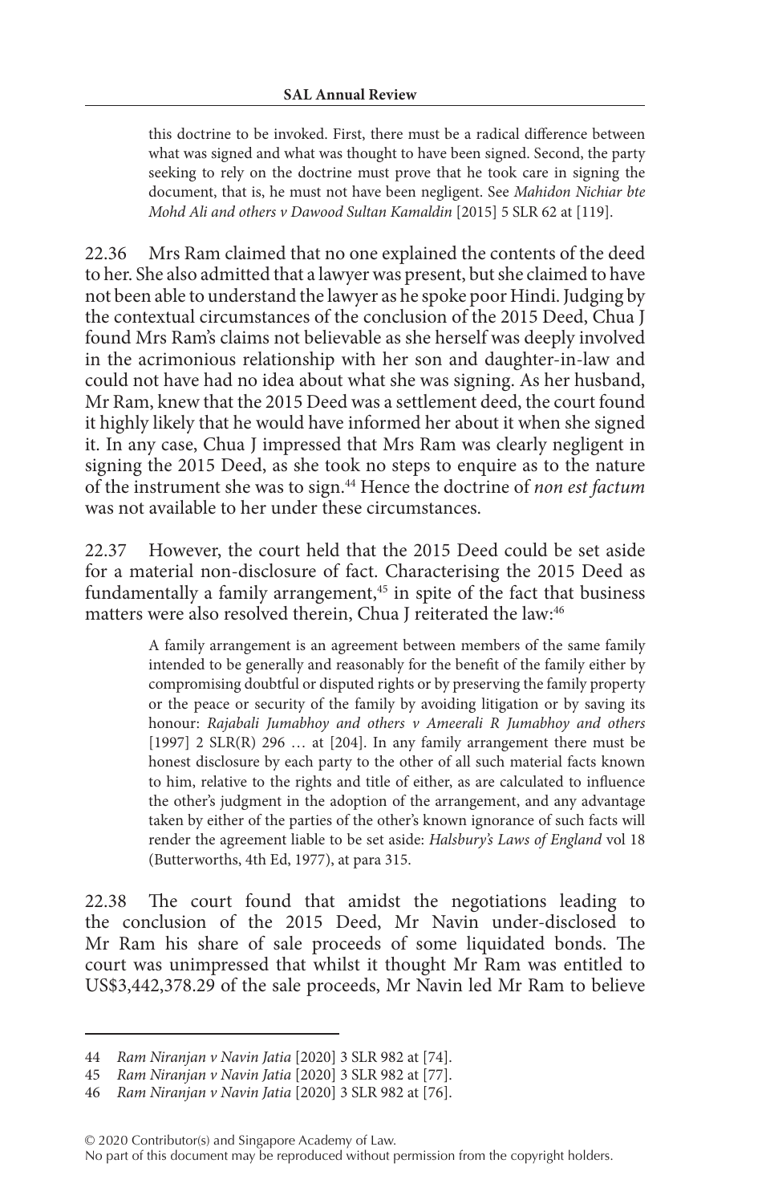> this doctrine to be invoked. First, there must be a radical difference between what was signed and what was thought to have been signed. Second, the party seeking to rely on the doctrine must prove that he took care in signing the document, that is, he must not have been negligent. See *Mahidon Nichiar bte Mohd Ali and others v Dawood Sultan Kamaldin* [2015] 5 SLR 62 at [119].

22.36 Mrs Ram claimed that no one explained the contents of the deed to her. She also admitted that a lawyer was present, but she claimed to have not been able to understand the lawyer as he spoke poor Hindi. Judging by the contextual circumstances of the conclusion of the 2015 Deed, Chua J found Mrs Ram's claims not believable as she herself was deeply involved in the acrimonious relationship with her son and daughter-in-law and could not have had no idea about what she was signing. As her husband, Mr Ram, knew that the 2015 Deed was a settlement deed, the court found it highly likely that he would have informed her about it when she signed it. In any case, Chua J impressed that Mrs Ram was clearly negligent in signing the 2015 Deed, as she took no steps to enquire as to the nature of the instrument she was to sign.[44] Hence the doctrine of *non est factum* was not available to her under these circumstances.

22.37 However, the court held that the 2015 Deed could be set aside for a material non-disclosure of fact. Characterising the 2015 Deed as fundamentally a family arrangement,[45] in spite of the fact that business matters were also resolved therein, Chua J reiterated the law:[46]

> A family arrangement is an agreement between members of the same family intended to be generally and reasonably for the benefit of the family either by compromising doubtful or disputed rights or by preserving the family property or the peace or security of the family by avoiding litigation or by saving its honour: *Rajabali Jumabhoy and others v Ameerali R Jumabhoy and others* [1997] 2 SLR(R) 296 … at [204]. In any family arrangement there must be honest disclosure by each party to the other of all such material facts known to him, relative to the rights and title of either, as are calculated to influence the other's judgment in the adoption of the arrangement, and any advantage taken by either of the parties of the other's known ignorance of such facts will render the agreement liable to be set aside: *Halsbury's Laws of England* vol 18 (Butterworths, 4th Ed, 1977), at para 315.

22.38 The court found that amidst the negotiations leading to the conclusion of the 2015 Deed, Mr Navin under-disclosed to Mr Ram his share of sale proceeds of some liquidated bonds. The court was unimpressed that whilst it thought Mr Ram was entitled to US$3,442,378.29 of the sale proceeds, Mr Navin led Mr Ram to believe

---

44 *Ram Niranjan v Navin Jatia* [2020] 3 SLR 982 at [74].

45 *Ram Niranjan v Navin Jatia* [2020] 3 SLR 982 at [77].

46 *Ram Niranjan v Navin Jatia* [2020] 3 SLR 982 at [76].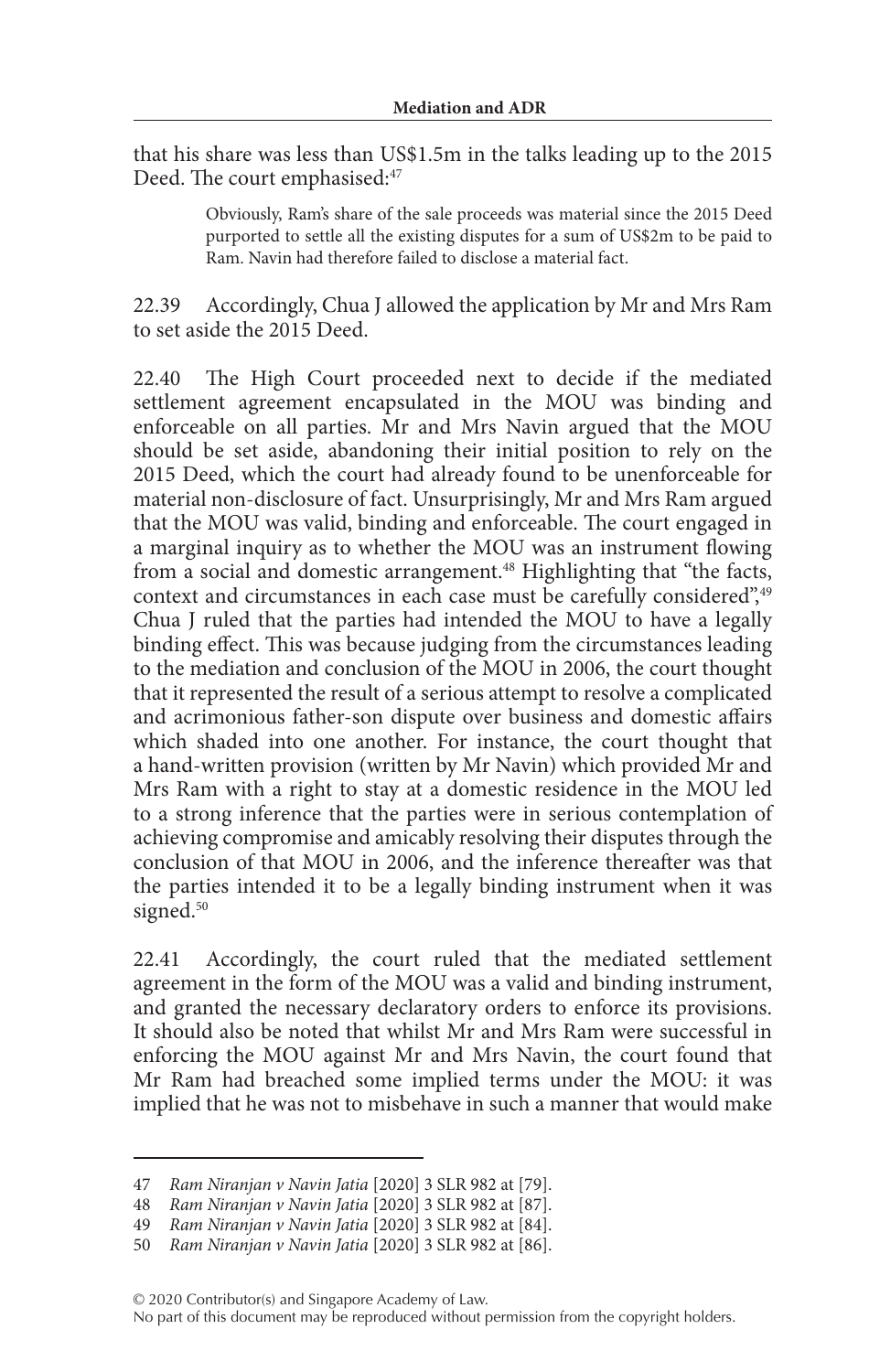that his share was less than US$1.5m in the talks leading up to the 2015 Deed. The court emphasised:[47]

> Obviously, Ram's share of the sale proceeds was material since the 2015 Deed purported to settle all the existing disputes for a sum of US$2m to be paid to Ram. Navin had therefore failed to disclose a material fact.

22.39 Accordingly, Chua J allowed the application by Mr and Mrs Ram to set aside the 2015 Deed.

22.40 The High Court proceeded next to decide if the mediated settlement agreement encapsulated in the MOU was binding and enforceable on all parties. Mr and Mrs Navin argued that the MOU should be set aside, abandoning their initial position to rely on the 2015 Deed, which the court had already found to be unenforceable for material non-disclosure of fact. Unsurprisingly, Mr and Mrs Ram argued that the MOU was valid, binding and enforceable. The court engaged in a marginal inquiry as to whether the MOU was an instrument flowing from a social and domestic arrangement.[48] Highlighting that "the facts, context and circumstances in each case must be carefully considered",[49] Chua J ruled that the parties had intended the MOU to have a legally binding effect. This was because judging from the circumstances leading to the mediation and conclusion of the MOU in 2006, the court thought that it represented the result of a serious attempt to resolve a complicated and acrimonious father-son dispute over business and domestic affairs which shaded into one another. For instance, the court thought that a hand-written provision (written by Mr Navin) which provided Mr and Mrs Ram with a right to stay at a domestic residence in the MOU led to a strong inference that the parties were in serious contemplation of achieving compromise and amicably resolving their disputes through the conclusion of that MOU in 2006, and the inference thereafter was that the parties intended it to be a legally binding instrument when it was signed.[50]

22.41 Accordingly, the court ruled that the mediated settlement agreement in the form of the MOU was a valid and binding instrument, and granted the necessary declaratory orders to enforce its provisions. It should also be noted that whilst Mr and Mrs Ram were successful in enforcing the MOU against Mr and Mrs Navin, the court found that Mr Ram had breached some implied terms under the MOU: it was implied that he was not to misbehave in such a manner that would make

---

47 *Ram Niranjan v Navin Jatia* [2020] 3 SLR 982 at [79].

48 *Ram Niranjan v Navin Jatia* [2020] 3 SLR 982 at [87].

49 *Ram Niranjan v Navin Jatia* [2020] 3 SLR 982 at [84].

50 *Ram Niranjan v Navin Jatia* [2020] 3 SLR 982 at [86].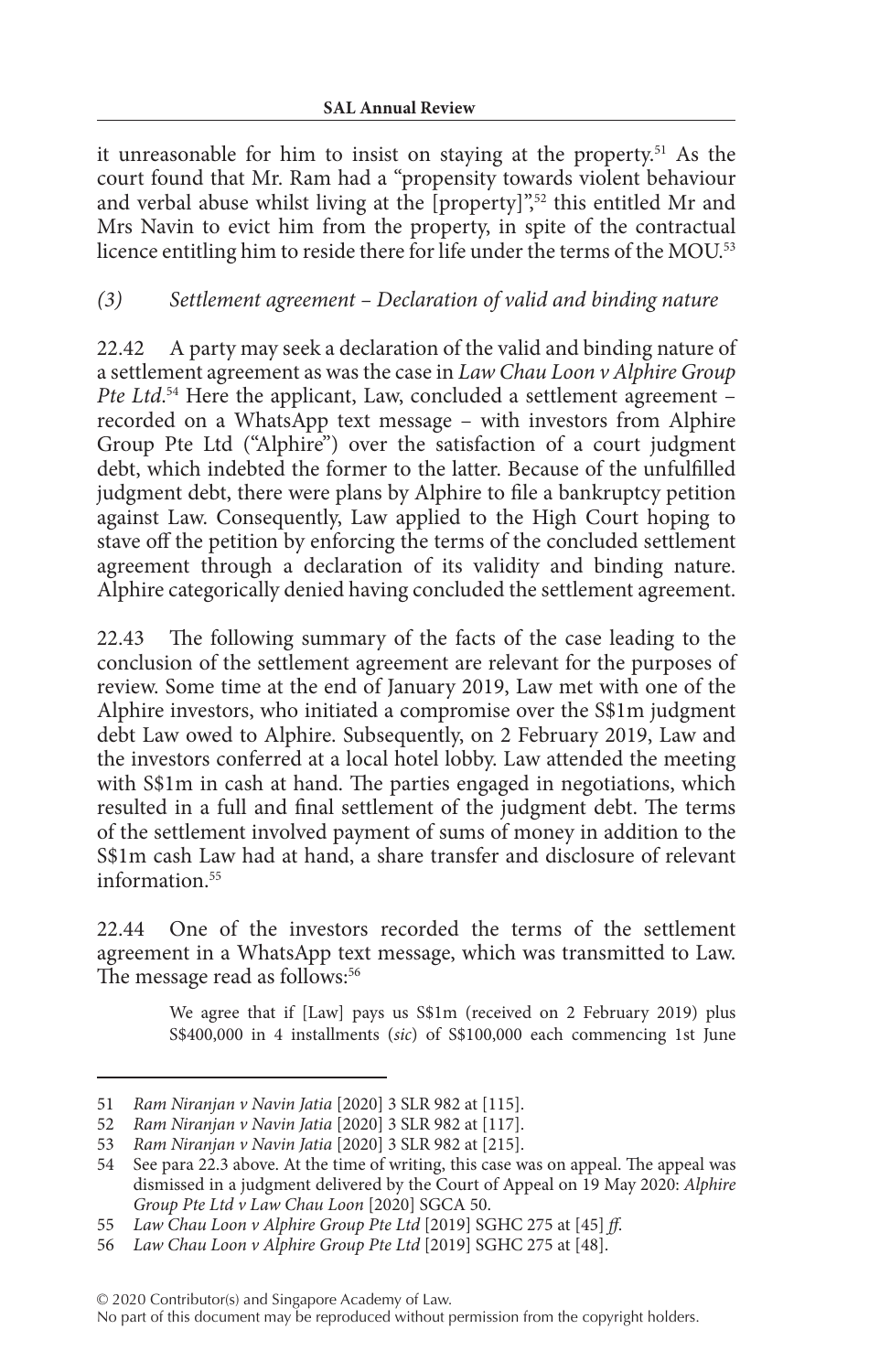it unreasonable for him to insist on staying at the property.[51] As the court found that Mr. Ram had a "propensity towards violent behaviour and verbal abuse whilst living at the [property]",[52] this entitled Mr and Mrs Navin to evict him from the property, in spite of the contractual licence entitling him to reside there for life under the terms of the MOU.[53]

### *(3) Settlement agreement – Declaration of valid and binding nature*

22.42 A party may seek a declaration of the valid and binding nature of a settlement agreement as was the case in *Law Chau Loon v Alphire Group Pte Ltd*.[54] Here the applicant, Law, concluded a settlement agreement – recorded on a WhatsApp text message – with investors from Alphire Group Pte Ltd ("Alphire") over the satisfaction of a court judgment debt, which indebted the former to the latter. Because of the unfulfilled judgment debt, there were plans by Alphire to file a bankruptcy petition against Law. Consequently, Law applied to the High Court hoping to stave off the petition by enforcing the terms of the concluded settlement agreement through a declaration of its validity and binding nature. Alphire categorically denied having concluded the settlement agreement.

22.43 The following summary of the facts of the case leading to the conclusion of the settlement agreement are relevant for the purposes of review. Some time at the end of January 2019, Law met with one of the Alphire investors, who initiated a compromise over the S$1m judgment debt Law owed to Alphire. Subsequently, on 2 February 2019, Law and the investors conferred at a local hotel lobby. Law attended the meeting with S$1m in cash at hand. The parties engaged in negotiations, which resulted in a full and final settlement of the judgment debt. The terms of the settlement involved payment of sums of money in addition to the S$1m cash Law had at hand, a share transfer and disclosure of relevant information.[55]

22.44 One of the investors recorded the terms of the settlement agreement in a WhatsApp text message, which was transmitted to Law. The message read as follows:[56]

> We agree that if [Law] pays us S$1m (received on 2 February 2019) plus S$400,000 in 4 installments (*sic*) of S$100,000 each commencing 1st June

---

51 *Ram Niranjan v Navin Jatia* [2020] 3 SLR 982 at [115].

52 *Ram Niranjan v Navin Jatia* [2020] 3 SLR 982 at [117].

53 *Ram Niranjan v Navin Jatia* [2020] 3 SLR 982 at [215].

54 See para 22.3 above. At the time of writing, this case was on appeal. The appeal was dismissed in a judgment delivered by the Court of Appeal on 19 May 2020: *Alphire Group Pte Ltd v Law Chau Loon* [2020] SGCA 50.

55 *Law Chau Loon v Alphire Group Pte Ltd* [2019] SGHC 275 at [45] *ff*.

56 *Law Chau Loon v Alphire Group Pte Ltd* [2019] SGHC 275 at [48].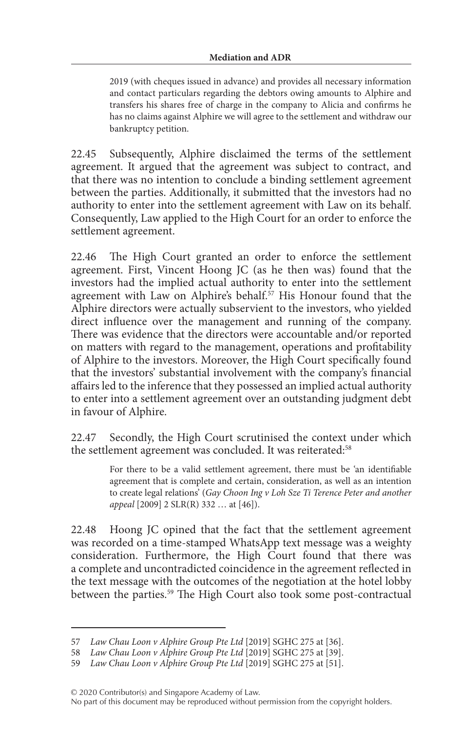2019 (with cheques issued in advance) and provides all necessary information and contact particulars regarding the debtors owing amounts to Alphire and transfers his shares free of charge in the company to Alicia and confirms he has no claims against Alphire we will agree to the settlement and withdraw our bankruptcy petition.

22.45 Subsequently, Alphire disclaimed the terms of the settlement agreement. It argued that the agreement was subject to contract, and that there was no intention to conclude a binding settlement agreement between the parties. Additionally, it submitted that the investors had no authority to enter into the settlement agreement with Law on its behalf. Consequently, Law applied to the High Court for an order to enforce the settlement agreement.

22.46 The High Court granted an order to enforce the settlement agreement. First, Vincent Hoong JC (as he then was) found that the investors had the implied actual authority to enter into the settlement agreement with Law on Alphire's behalf.[57] His Honour found that the Alphire directors were actually subservient to the investors, who yielded direct influence over the management and running of the company. There was evidence that the directors were accountable and/or reported on matters with regard to the management, operations and profitability of Alphire to the investors. Moreover, the High Court specifically found that the investors' substantial involvement with the company's financial affairs led to the inference that they possessed an implied actual authority to enter into a settlement agreement over an outstanding judgment debt in favour of Alphire.

22.47 Secondly, the High Court scrutinised the context under which the settlement agreement was concluded. It was reiterated:[58]

> For there to be a valid settlement agreement, there must be 'an identifiable agreement that is complete and certain, consideration, as well as an intention to create legal relations' (*Gay Choon Ing v Loh Sze Ti Terence Peter and another appeal* [2009] 2 SLR(R) 332 … at [46]).

22.48 Hoong JC opined that the fact that the settlement agreement was recorded on a time-stamped WhatsApp text message was a weighty consideration. Furthermore, the High Court found that there was a complete and uncontradicted coincidence in the agreement reflected in the text message with the outcomes of the negotiation at the hotel lobby between the parties.[59] The High Court also took some post-contractual

---

57 *Law Chau Loon v Alphire Group Pte Ltd* [2019] SGHC 275 at [36].

58 *Law Chau Loon v Alphire Group Pte Ltd* [2019] SGHC 275 at [39].

59 *Law Chau Loon v Alphire Group Pte Ltd* [2019] SGHC 275 at [51].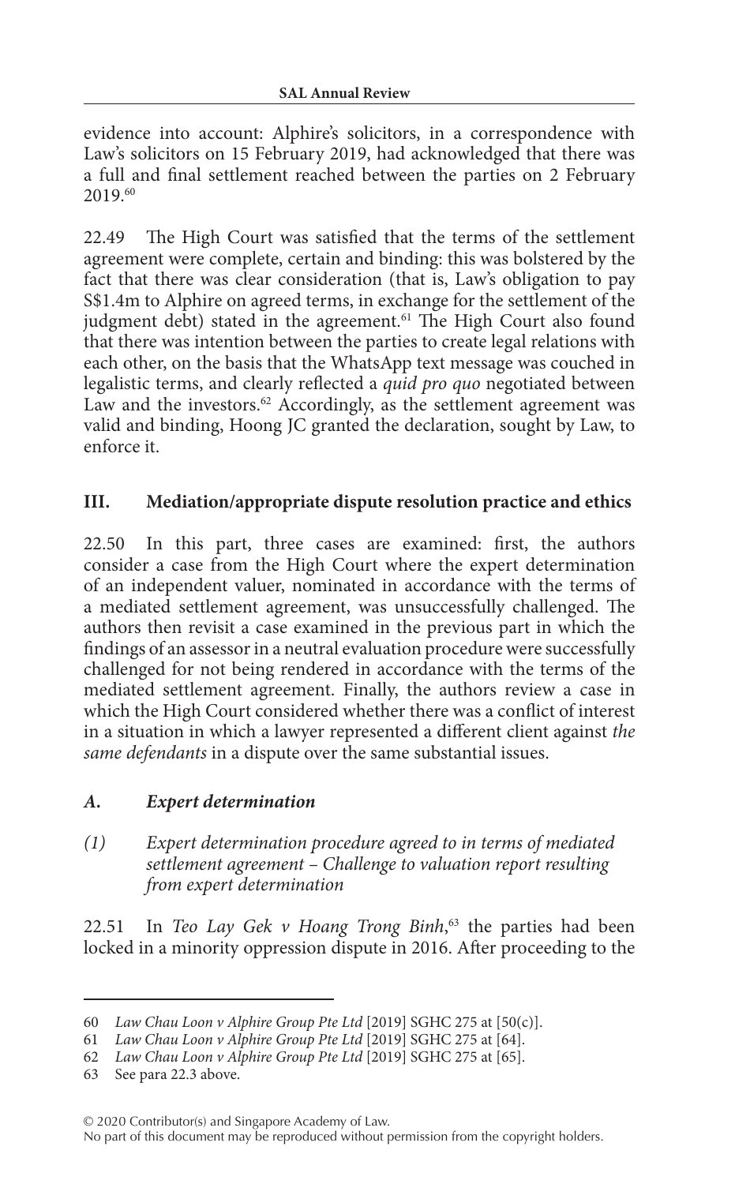evidence into account: Alphire's solicitors, in a correspondence with Law's solicitors on 15 February 2019, had acknowledged that there was a full and final settlement reached between the parties on 2 February 2019.[60]

22.49 The High Court was satisfied that the terms of the settlement agreement were complete, certain and binding: this was bolstered by the fact that there was clear consideration (that is, Law's obligation to pay S$1.4m to Alphire on agreed terms, in exchange for the settlement of the judgment debt) stated in the agreement.[61] The High Court also found that there was intention between the parties to create legal relations with each other, on the basis that the WhatsApp text message was couched in legalistic terms, and clearly reflected a *quid pro quo* negotiated between Law and the investors.[62] Accordingly, as the settlement agreement was valid and binding, Hoong JC granted the declaration, sought by Law, to enforce it.

## III. Mediation/appropriate dispute resolution practice and ethics

22.50 In this part, three cases are examined: first, the authors consider a case from the High Court where the expert determination of an independent valuer, nominated in accordance with the terms of a mediated settlement agreement, was unsuccessfully challenged. The authors then revisit a case examined in the previous part in which the findings of an assessor in a neutral evaluation procedure were successfully challenged for not being rendered in accordance with the terms of the mediated settlement agreement. Finally, the authors review a case in which the High Court considered whether there was a conflict of interest in a situation in which a lawyer represented a different client against *the same defendants* in a dispute over the same substantial issues.

### *A. Expert determination*

#### *(1) Expert determination procedure agreed to in terms of mediated settlement agreement – Challenge to valuation report resulting from expert determination*

22.51 In *Teo Lay Gek v Hoang Trong Binh*,[63] the parties had been locked in a minority oppression dispute in 2016. After proceeding to the

---

60 *Law Chau Loon v Alphire Group Pte Ltd* [2019] SGHC 275 at [50(c)].

61 *Law Chau Loon v Alphire Group Pte Ltd* [2019] SGHC 275 at [64].

62 *Law Chau Loon v Alphire Group Pte Ltd* [2019] SGHC 275 at [65].

63 See para 22.3 above.

© 2020 Contributor(s) and Singapore Academy of Law.
No part of this document may be reproduced without permission from the copyright holders.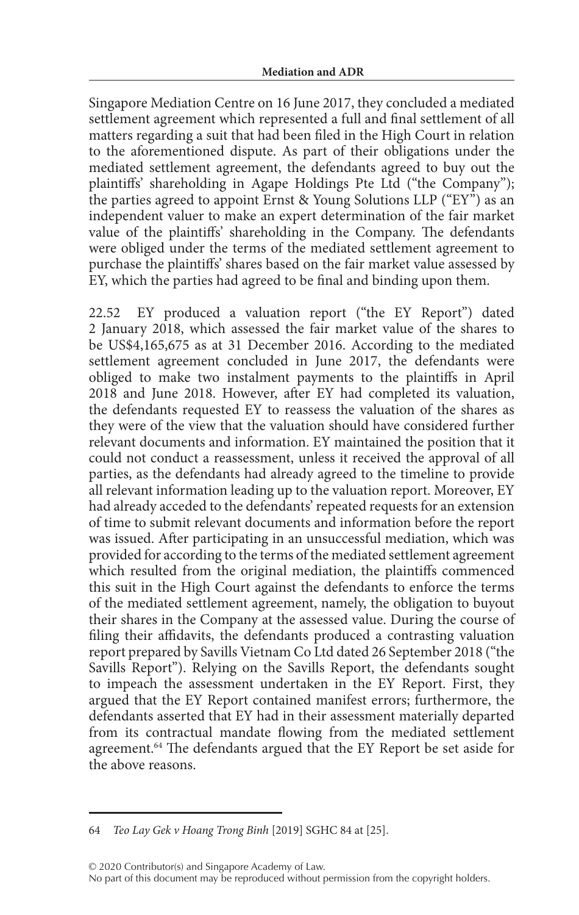Singapore Mediation Centre on 16 June 2017, they concluded a mediated settlement agreement which represented a full and final settlement of all matters regarding a suit that had been filed in the High Court in relation to the aforementioned dispute. As part of their obligations under the mediated settlement agreement, the defendants agreed to buy out the plaintiffs' shareholding in Agape Holdings Pte Ltd ("the Company"); the parties agreed to appoint Ernst & Young Solutions LLP ("EY") as an independent valuer to make an expert determination of the fair market value of the plaintiffs' shareholding in the Company. The defendants were obliged under the terms of the mediated settlement agreement to purchase the plaintiffs' shares based on the fair market value assessed by EY, which the parties had agreed to be final and binding upon them.

22.52 EY produced a valuation report ("the EY Report") dated 2 January 2018, which assessed the fair market value of the shares to be US$4,165,675 as at 31 December 2016. According to the mediated settlement agreement concluded in June 2017, the defendants were obliged to make two instalment payments to the plaintiffs in April 2018 and June 2018. However, after EY had completed its valuation, the defendants requested EY to reassess the valuation of the shares as they were of the view that the valuation should have considered further relevant documents and information. EY maintained the position that it could not conduct a reassessment, unless it received the approval of all parties, as the defendants had already agreed to the timeline to provide all relevant information leading up to the valuation report. Moreover, EY had already acceded to the defendants' repeated requests for an extension of time to submit relevant documents and information before the report was issued. After participating in an unsuccessful mediation, which was provided for according to the terms of the mediated settlement agreement which resulted from the original mediation, the plaintiffs commenced this suit in the High Court against the defendants to enforce the terms of the mediated settlement agreement, namely, the obligation to buyout their shares in the Company at the assessed value. During the course of filing their affidavits, the defendants produced a contrasting valuation report prepared by Savills Vietnam Co Ltd dated 26 September 2018 ("the Savills Report"). Relying on the Savills Report, the defendants sought to impeach the assessment undertaken in the EY Report. First, they argued that the EY Report contained manifest errors; furthermore, the defendants asserted that EY had in their assessment materially departed from its contractual mandate flowing from the mediated settlement agreement.[64] The defendants argued that the EY Report be set aside for the above reasons.

---

64 *Teo Lay Gek v Hoang Trong Binh* [2019] SGHC 84 at [25].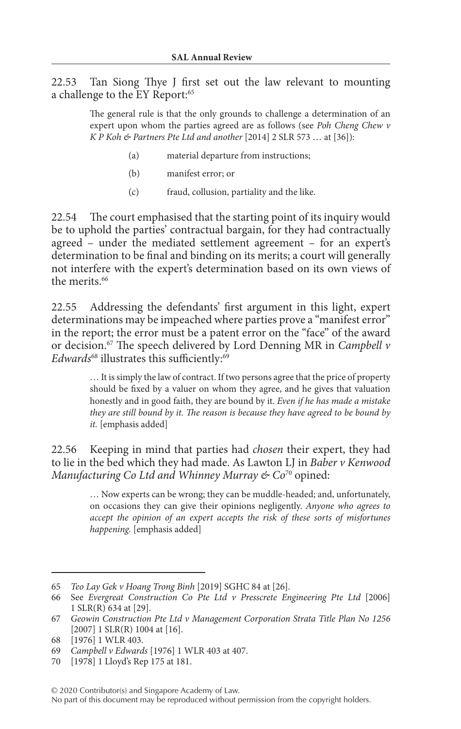22.53 Tan Siong Thye J first set out the law relevant to mounting a challenge to the EY Report:[65]

> The general rule is that the only grounds to challenge a determination of an expert upon whom the parties agreed are as follows (see *Poh Cheng Chew v K P Koh & Partners Pte Ltd and another* [2014] 2 SLR 573 … at [36]):
>
> (a) material departure from instructions;
>
> (b) manifest error; or
>
> (c) fraud, collusion, partiality and the like.

22.54 The court emphasised that the starting point of its inquiry would be to uphold the parties' contractual bargain, for they had contractually agreed – under the mediated settlement agreement – for an expert's determination to be final and binding on its merits; a court will generally not interfere with the expert's determination based on its own views of the merits.[66]

22.55 Addressing the defendants' first argument in this light, expert determinations may be impeached where parties prove a "manifest error" in the report; the error must be a patent error on the "face" of the award or decision.[67] The speech delivered by Lord Denning MR in *Campbell v Edwards*[68] illustrates this sufficiently:[69]

> … It is simply the law of contract. If two persons agree that the price of property should be fixed by a valuer on whom they agree, and he gives that valuation honestly and in good faith, they are bound by it. *Even if he has made a mistake they are still bound by it. The reason is because they have agreed to be bound by it.* [emphasis added]

22.56 Keeping in mind that parties had *chosen* their expert, they had to lie in the bed which they had made. As Lawton LJ in *Baber v Kenwood Manufacturing Co Ltd and Whinney Murray & Co*[70] opined:

> … Now experts can be wrong; they can be muddle-headed; and, unfortunately, on occasions they can give their opinions negligently. *Anyone who agrees to accept the opinion of an expert accepts the risk of these sorts of misfortunes happening.* [emphasis added]

---

65 *Teo Lay Gek v Hoang Trong Binh* [2019] SGHC 84 at [26].

66 See *Evergreat Construction Co Pte Ltd v Presscrete Engineering Pte Ltd* [2006] 1 SLR(R) 634 at [29].

67 *Geowin Construction Pte Ltd v Management Corporation Strata Title Plan No 1256* [2007] 1 SLR(R) 1004 at [16].

68 [1976] 1 WLR 403.

69 *Campbell v Edwards* [1976] 1 WLR 403 at 407.

70 [1978] 1 Lloyd's Rep 175 at 181.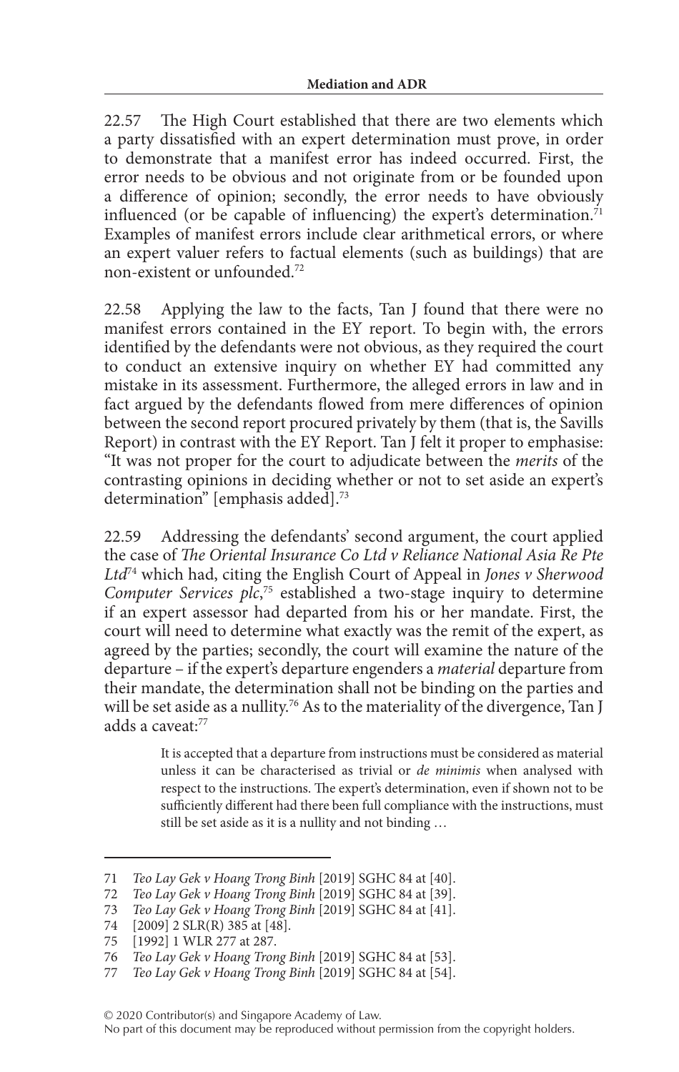22.57 The High Court established that there are two elements which a party dissatisfied with an expert determination must prove, in order to demonstrate that a manifest error has indeed occurred. First, the error needs to be obvious and not originate from or be founded upon a difference of opinion; secondly, the error needs to have obviously influenced (or be capable of influencing) the expert's determination.[71] Examples of manifest errors include clear arithmetical errors, or where an expert valuer refers to factual elements (such as buildings) that are non-existent or unfounded.[72]

22.58 Applying the law to the facts, Tan J found that there were no manifest errors contained in the EY report. To begin with, the errors identified by the defendants were not obvious, as they required the court to conduct an extensive inquiry on whether EY had committed any mistake in its assessment. Furthermore, the alleged errors in law and in fact argued by the defendants flowed from mere differences of opinion between the second report procured privately by them (that is, the Savills Report) in contrast with the EY Report. Tan J felt it proper to emphasise: "It was not proper for the court to adjudicate between the *merits* of the contrasting opinions in deciding whether or not to set aside an expert's determination" [emphasis added].[73]

22.59 Addressing the defendants' second argument, the court applied the case of *The Oriental Insurance Co Ltd v Reliance National Asia Re Pte Ltd*[74] which had, citing the English Court of Appeal in *Jones v Sherwood Computer Services plc*,[75] established a two-stage inquiry to determine if an expert assessor had departed from his or her mandate. First, the court will need to determine what exactly was the remit of the expert, as agreed by the parties; secondly, the court will examine the nature of the departure – if the expert's departure engenders a *material* departure from their mandate, the determination shall not be binding on the parties and will be set aside as a nullity.[76] As to the materiality of the divergence, Tan J adds a caveat:[77]

> It is accepted that a departure from instructions must be considered as material unless it can be characterised as trivial or *de minimis* when analysed with respect to the instructions. The expert's determination, even if shown not to be sufficiently different had there been full compliance with the instructions, must still be set aside as it is a nullity and not binding …

---

71 *Teo Lay Gek v Hoang Trong Binh* [2019] SGHC 84 at [40].

72 *Teo Lay Gek v Hoang Trong Binh* [2019] SGHC 84 at [39].

73 *Teo Lay Gek v Hoang Trong Binh* [2019] SGHC 84 at [41].

74 [2009] 2 SLR(R) 385 at [48].

75 [1992] 1 WLR 277 at 287.

76 *Teo Lay Gek v Hoang Trong Binh* [2019] SGHC 84 at [53].

77 *Teo Lay Gek v Hoang Trong Binh* [2019] SGHC 84 at [54].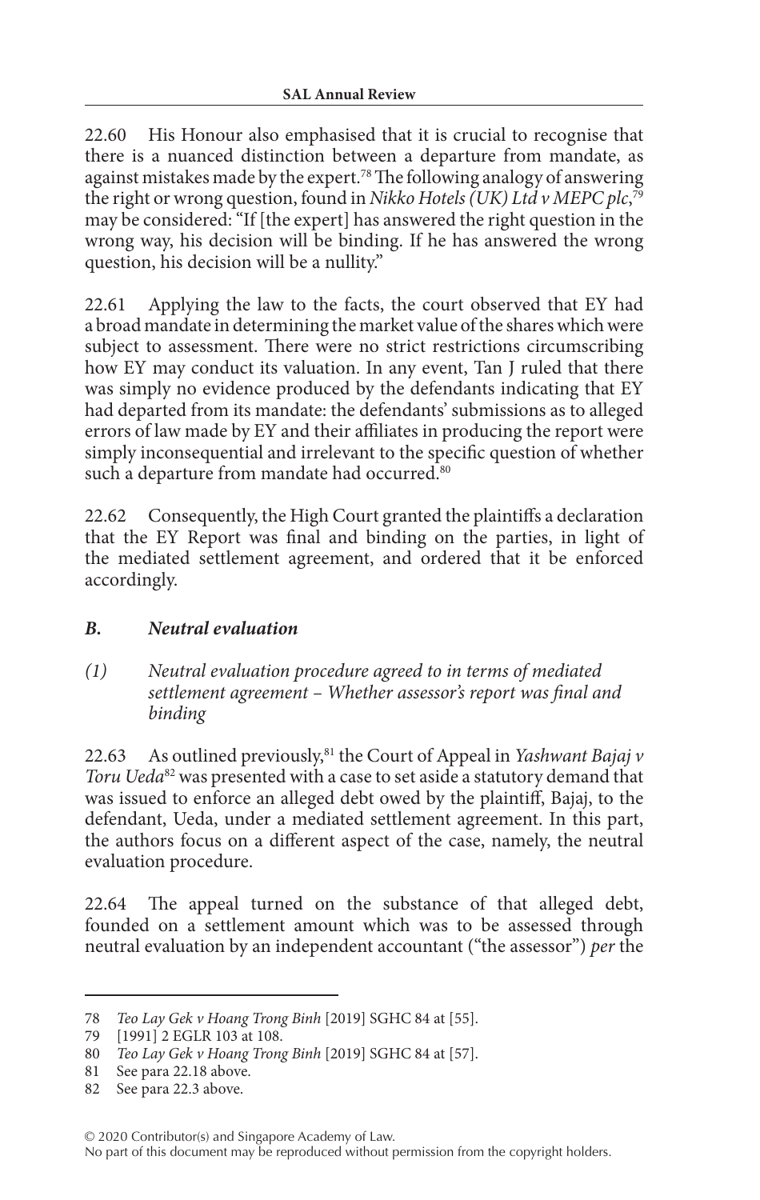22.60 His Honour also emphasised that it is crucial to recognise that there is a nuanced distinction between a departure from mandate, as against mistakes made by the expert.[78] The following analogy of answering the right or wrong question, found in *Nikko Hotels (UK) Ltd v MEPC plc*,[79] may be considered: "If [the expert] has answered the right question in the wrong way, his decision will be binding. If he has answered the wrong question, his decision will be a nullity."

22.61 Applying the law to the facts, the court observed that EY had a broad mandate in determining the market value of the shares which were subject to assessment. There were no strict restrictions circumscribing how EY may conduct its valuation. In any event, Tan J ruled that there was simply no evidence produced by the defendants indicating that EY had departed from its mandate: the defendants' submissions as to alleged errors of law made by EY and their affiliates in producing the report were simply inconsequential and irrelevant to the specific question of whether such a departure from mandate had occurred.[80]

22.62 Consequently, the High Court granted the plaintiffs a declaration that the EY Report was final and binding on the parties, in light of the mediated settlement agreement, and ordered that it be enforced accordingly.

### *B. Neutral evaluation*

#### *(1) Neutral evaluation procedure agreed to in terms of mediated settlement agreement – Whether assessor's report was final and binding*

22.63 As outlined previously,[81] the Court of Appeal in *Yashwant Bajaj v Toru Ueda*[82] was presented with a case to set aside a statutory demand that was issued to enforce an alleged debt owed by the plaintiff, Bajaj, to the defendant, Ueda, under a mediated settlement agreement. In this part, the authors focus on a different aspect of the case, namely, the neutral evaluation procedure.

22.64 The appeal turned on the substance of that alleged debt, founded on a settlement amount which was to be assessed through neutral evaluation by an independent accountant ("the assessor") *per* the

---

78 *Teo Lay Gek v Hoang Trong Binh* [2019] SGHC 84 at [55].

79 [1991] 2 EGLR 103 at 108.

80 *Teo Lay Gek v Hoang Trong Binh* [2019] SGHC 84 at [57].

81 See para 22.18 above.

82 See para 22.3 above.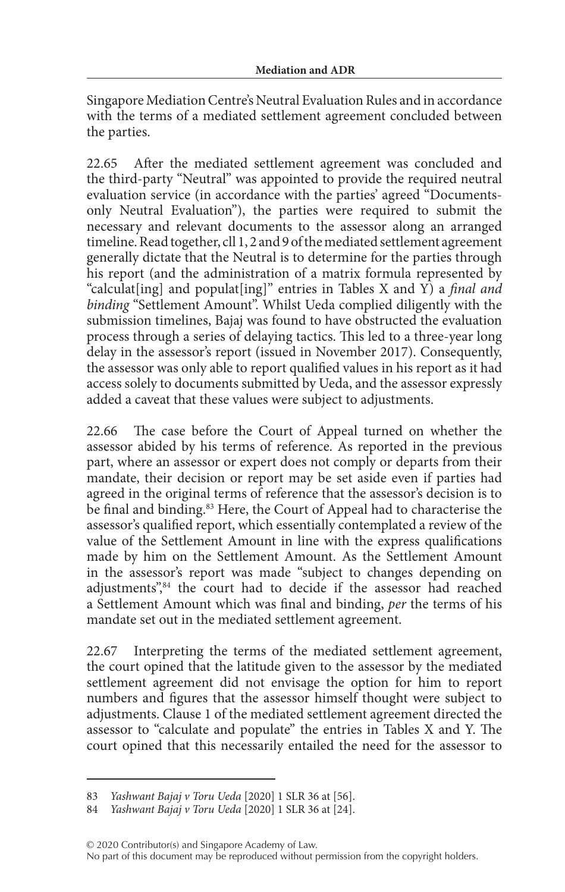Singapore Mediation Centre's Neutral Evaluation Rules and in accordance with the terms of a mediated settlement agreement concluded between the parties.

22.65 After the mediated settlement agreement was concluded and the third-party "Neutral" was appointed to provide the required neutral evaluation service (in accordance with the parties' agreed "Documents-only Neutral Evaluation"), the parties were required to submit the necessary and relevant documents to the assessor along an arranged timeline. Read together, cll 1, 2 and 9 of the mediated settlement agreement generally dictate that the Neutral is to determine for the parties through his report (and the administration of a matrix formula represented by "calculat[ing] and populat[ing]" entries in Tables X and Y) a *final and binding* "Settlement Amount". Whilst Ueda complied diligently with the submission timelines, Bajaj was found to have obstructed the evaluation process through a series of delaying tactics. This led to a three-year long delay in the assessor's report (issued in November 2017). Consequently, the assessor was only able to report qualified values in his report as it had access solely to documents submitted by Ueda, and the assessor expressly added a caveat that these values were subject to adjustments.

22.66 The case before the Court of Appeal turned on whether the assessor abided by his terms of reference. As reported in the previous part, where an assessor or expert does not comply or departs from their mandate, their decision or report may be set aside even if parties had agreed in the original terms of reference that the assessor's decision is to be final and binding.[83] Here, the Court of Appeal had to characterise the assessor's qualified report, which essentially contemplated a review of the value of the Settlement Amount in line with the express qualifications made by him on the Settlement Amount. As the Settlement Amount in the assessor's report was made "subject to changes depending on adjustments",[84] the court had to decide if the assessor had reached a Settlement Amount which was final and binding, *per* the terms of his mandate set out in the mediated settlement agreement.

22.67 Interpreting the terms of the mediated settlement agreement, the court opined that the latitude given to the assessor by the mediated settlement agreement did not envisage the option for him to report numbers and figures that the assessor himself thought were subject to adjustments. Clause 1 of the mediated settlement agreement directed the assessor to "calculate and populate" the entries in Tables X and Y. The court opined that this necessarily entailed the need for the assessor to

83 *Yashwant Bajaj v Toru Ueda* [2020] 1 SLR 36 at [56].

84 *Yashwant Bajaj v Toru Ueda* [2020] 1 SLR 36 at [24].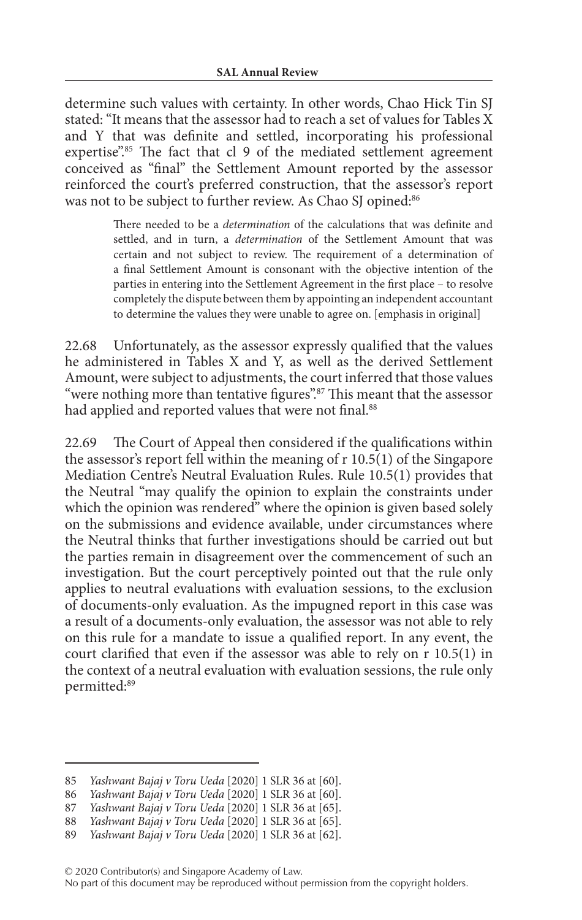determine such values with certainty. In other words, Chao Hick Tin SJ stated: "It means that the assessor had to reach a set of values for Tables X and Y that was definite and settled, incorporating his professional expertise".[85] The fact that cl 9 of the mediated settlement agreement conceived as "final" the Settlement Amount reported by the assessor reinforced the court's preferred construction, that the assessor's report was not to be subject to further review. As Chao SJ opined:[86]

> There needed to be a *determination* of the calculations that was definite and settled, and in turn, a *determination* of the Settlement Amount that was certain and not subject to review. The requirement of a determination of a final Settlement Amount is consonant with the objective intention of the parties in entering into the Settlement Agreement in the first place – to resolve completely the dispute between them by appointing an independent accountant to determine the values they were unable to agree on. [emphasis in original]

22.68 Unfortunately, as the assessor expressly qualified that the values he administered in Tables X and Y, as well as the derived Settlement Amount, were subject to adjustments, the court inferred that those values "were nothing more than tentative figures".[87] This meant that the assessor had applied and reported values that were not final.[88]

22.69 The Court of Appeal then considered if the qualifications within the assessor's report fell within the meaning of r 10.5(1) of the Singapore Mediation Centre's Neutral Evaluation Rules. Rule 10.5(1) provides that the Neutral "may qualify the opinion to explain the constraints under which the opinion was rendered" where the opinion is given based solely on the submissions and evidence available, under circumstances where the Neutral thinks that further investigations should be carried out but the parties remain in disagreement over the commencement of such an investigation. But the court perceptively pointed out that the rule only applies to neutral evaluations with evaluation sessions, to the exclusion of documents-only evaluation. As the impugned report in this case was a result of a documents-only evaluation, the assessor was not able to rely on this rule for a mandate to issue a qualified report. In any event, the court clarified that even if the assessor was able to rely on r 10.5(1) in the context of a neutral evaluation with evaluation sessions, the rule only permitted:[89]

---

85 *Yashwant Bajaj v Toru Ueda* [2020] 1 SLR 36 at [60].

86 *Yashwant Bajaj v Toru Ueda* [2020] 1 SLR 36 at [60].

87 *Yashwant Bajaj v Toru Ueda* [2020] 1 SLR 36 at [65].

88 *Yashwant Bajaj v Toru Ueda* [2020] 1 SLR 36 at [65].

89 *Yashwant Bajaj v Toru Ueda* [2020] 1 SLR 36 at [62].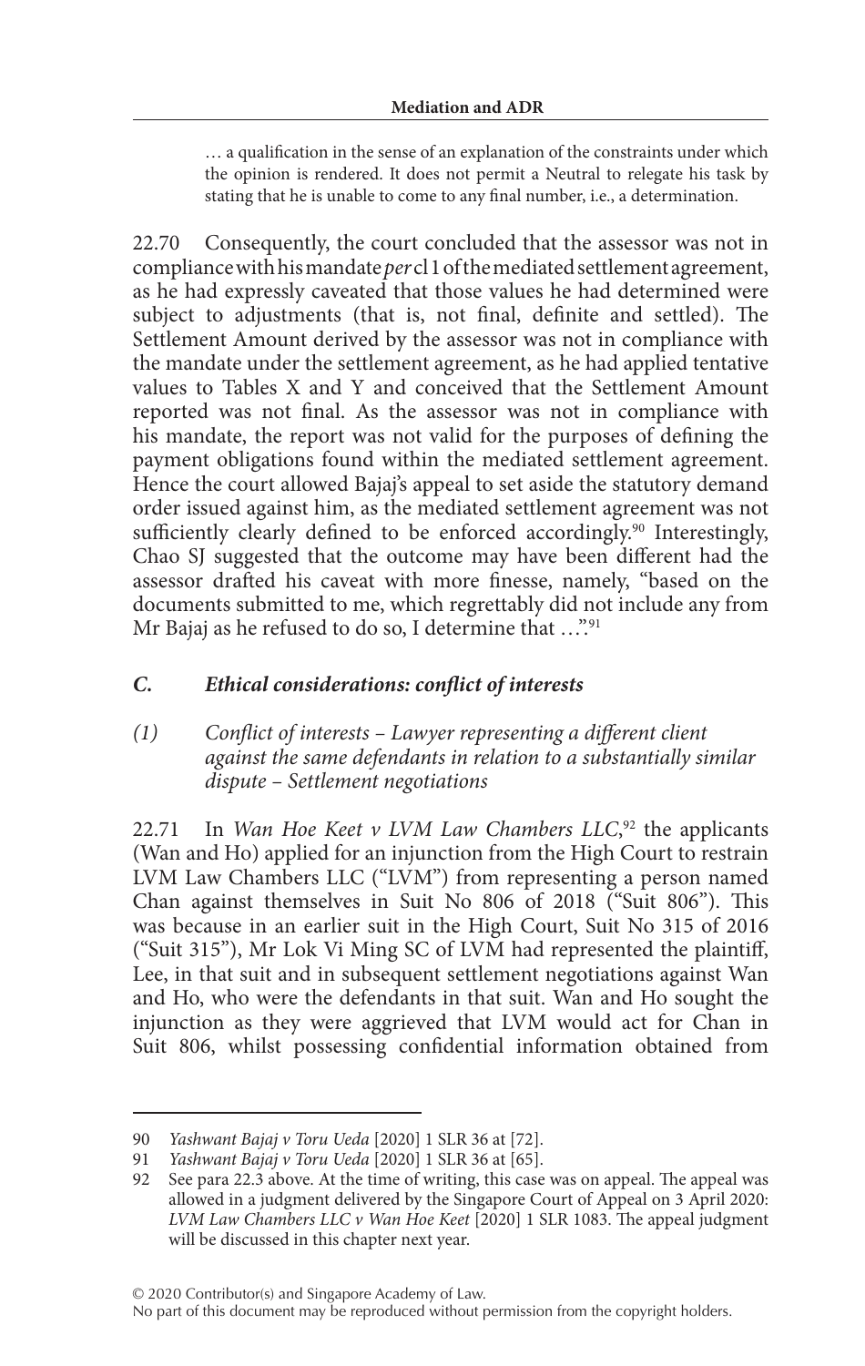> … a qualification in the sense of an explanation of the constraints under which the opinion is rendered. It does not permit a Neutral to relegate his task by stating that he is unable to come to any final number, i.e., a determination.

22.70 Consequently, the court concluded that the assessor was not in compliance with his mandate *per* cl 1 of the mediated settlement agreement, as he had expressly caveated that those values he had determined were subject to adjustments (that is, not final, definite and settled). The Settlement Amount derived by the assessor was not in compliance with the mandate under the settlement agreement, as he had applied tentative values to Tables X and Y and conceived that the Settlement Amount reported was not final. As the assessor was not in compliance with his mandate, the report was not valid for the purposes of defining the payment obligations found within the mediated settlement agreement. Hence the court allowed Bajaj's appeal to set aside the statutory demand order issued against him, as the mediated settlement agreement was not sufficiently clearly defined to be enforced accordingly.[90] Interestingly, Chao SJ suggested that the outcome may have been different had the assessor drafted his caveat with more finesse, namely, "based on the documents submitted to me, which regrettably did not include any from Mr Bajaj as he refused to do so, I determine that …".[91]

### *C. Ethical considerations: conflict of interests*

#### *(1) Conflict of interests – Lawyer representing a different client against the same defendants in relation to a substantially similar dispute – Settlement negotiations*

22.71 In *Wan Hoe Keet v LVM Law Chambers LLC*,[92] the applicants (Wan and Ho) applied for an injunction from the High Court to restrain LVM Law Chambers LLC ("LVM") from representing a person named Chan against themselves in Suit No 806 of 2018 ("Suit 806"). This was because in an earlier suit in the High Court, Suit No 315 of 2016 ("Suit 315"), Mr Lok Vi Ming SC of LVM had represented the plaintiff, Lee, in that suit and in subsequent settlement negotiations against Wan and Ho, who were the defendants in that suit. Wan and Ho sought the injunction as they were aggrieved that LVM would act for Chan in Suit 806, whilst possessing confidential information obtained from

---

90 *Yashwant Bajaj v Toru Ueda* [2020] 1 SLR 36 at [72].

91 *Yashwant Bajaj v Toru Ueda* [2020] 1 SLR 36 at [65].

92 See para 22.3 above. At the time of writing, this case was on appeal. The appeal was allowed in a judgment delivered by the Singapore Court of Appeal on 3 April 2020: *LVM Law Chambers LLC v Wan Hoe Keet* [2020] 1 SLR 1083. The appeal judgment will be discussed in this chapter next year.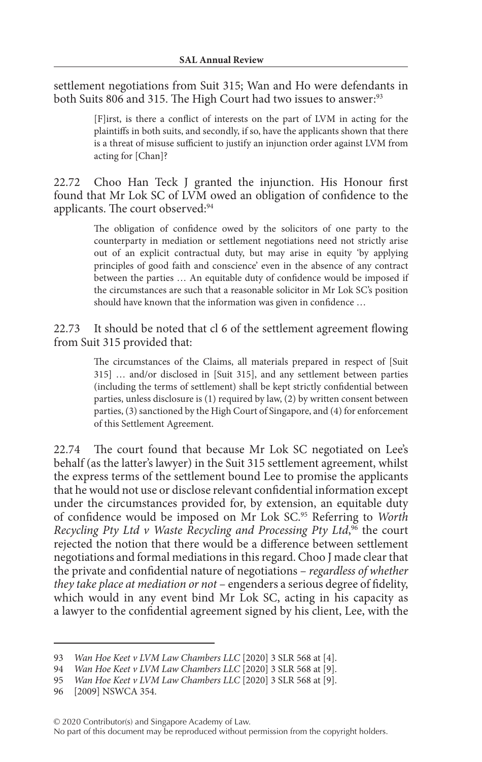settlement negotiations from Suit 315; Wan and Ho were defendants in both Suits 806 and 315. The High Court had two issues to answer:[93]

> [F]irst, is there a conflict of interests on the part of LVM in acting for the plaintiffs in both suits, and secondly, if so, have the applicants shown that there is a threat of misuse sufficient to justify an injunction order against LVM from acting for [Chan]?

22.72 Choo Han Teck J granted the injunction. His Honour first found that Mr Lok SC of LVM owed an obligation of confidence to the applicants. The court observed:[94]

> The obligation of confidence owed by the solicitors of one party to the counterparty in mediation or settlement negotiations need not strictly arise out of an explicit contractual duty, but may arise in equity 'by applying principles of good faith and conscience' even in the absence of any contract between the parties … An equitable duty of confidence would be imposed if the circumstances are such that a reasonable solicitor in Mr Lok SC's position should have known that the information was given in confidence …

22.73 It should be noted that cl 6 of the settlement agreement flowing from Suit 315 provided that:

> The circumstances of the Claims, all materials prepared in respect of [Suit 315] … and/or disclosed in [Suit 315], and any settlement between parties (including the terms of settlement) shall be kept strictly confidential between parties, unless disclosure is (1) required by law, (2) by written consent between parties, (3) sanctioned by the High Court of Singapore, and (4) for enforcement of this Settlement Agreement.

22.74 The court found that because Mr Lok SC negotiated on Lee's behalf (as the latter's lawyer) in the Suit 315 settlement agreement, whilst the express terms of the settlement bound Lee to promise the applicants that he would not use or disclose relevant confidential information except under the circumstances provided for, by extension, an equitable duty of confidence would be imposed on Mr Lok SC.[95] Referring to *Worth Recycling Pty Ltd v Waste Recycling and Processing Pty Ltd*,[96] the court rejected the notion that there would be a difference between settlement negotiations and formal mediations in this regard. Choo J made clear that the private and confidential nature of negotiations – *regardless of whether they take place at mediation or not* – engenders a serious degree of fidelity, which would in any event bind Mr Lok SC, acting in his capacity as a lawyer to the confidential agreement signed by his client, Lee, with the

---

93 *Wan Hoe Keet v LVM Law Chambers LLC* [2020] 3 SLR 568 at [4].

94 *Wan Hoe Keet v LVM Law Chambers LLC* [2020] 3 SLR 568 at [9].

95 *Wan Hoe Keet v LVM Law Chambers LLC* [2020] 3 SLR 568 at [9].

96 [2009] NSWCA 354.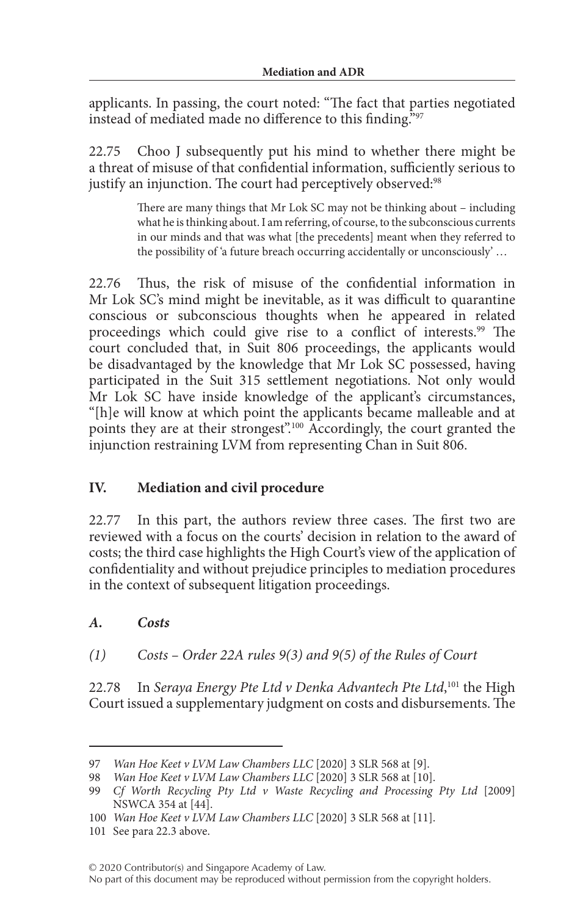applicants. In passing, the court noted: "The fact that parties negotiated instead of mediated made no difference to this finding."[97]

22.75 Choo J subsequently put his mind to whether there might be a threat of misuse of that confidential information, sufficiently serious to justify an injunction. The court had perceptively observed:[98]

> There are many things that Mr Lok SC may not be thinking about – including what he is thinking about. I am referring, of course, to the subconscious currents in our minds and that was what [the precedents] meant when they referred to the possibility of 'a future breach occurring accidentally or unconsciously' …

22.76 Thus, the risk of misuse of the confidential information in Mr Lok SC's mind might be inevitable, as it was difficult to quarantine conscious or subconscious thoughts when he appeared in related proceedings which could give rise to a conflict of interests.[99] The court concluded that, in Suit 806 proceedings, the applicants would be disadvantaged by the knowledge that Mr Lok SC possessed, having participated in the Suit 315 settlement negotiations. Not only would Mr Lok SC have inside knowledge of the applicant's circumstances, "[h]e will know at which point the applicants became malleable and at points they are at their strongest".[100] Accordingly, the court granted the injunction restraining LVM from representing Chan in Suit 806.

## IV. Mediation and civil procedure

22.77 In this part, the authors review three cases. The first two are reviewed with a focus on the courts' decision in relation to the award of costs; the third case highlights the High Court's view of the application of confidentiality and without prejudice principles to mediation procedures in the context of subsequent litigation proceedings.

### *A. Costs*

#### *(1) Costs – Order 22A rules 9(3) and 9(5) of the Rules of Court*

22.78 In *Seraya Energy Pte Ltd v Denka Advantech Pte Ltd*,[101] the High Court issued a supplementary judgment on costs and disbursements. The

---

97 *Wan Hoe Keet v LVM Law Chambers LLC* [2020] 3 SLR 568 at [9].

98 *Wan Hoe Keet v LVM Law Chambers LLC* [2020] 3 SLR 568 at [10].

99 *Cf Worth Recycling Pty Ltd v Waste Recycling and Processing Pty Ltd* [2009] NSWCA 354 at [44].

100 *Wan Hoe Keet v LVM Law Chambers LLC* [2020] 3 SLR 568 at [11].

101 See para 22.3 above.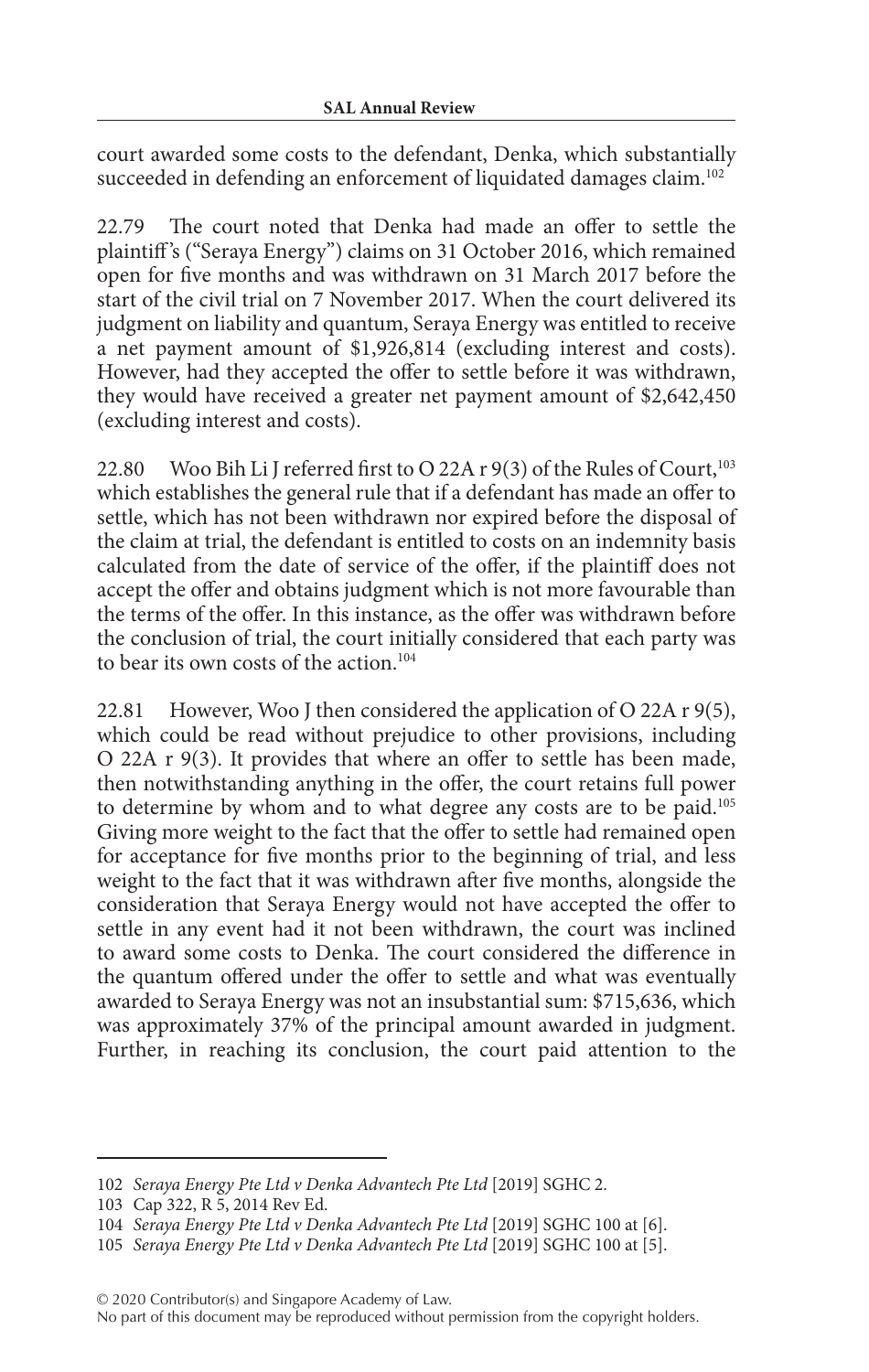court awarded some costs to the defendant, Denka, which substantially succeeded in defending an enforcement of liquidated damages claim.[102]

22.79 The court noted that Denka had made an offer to settle the plaintiff's ("Seraya Energy") claims on 31 October 2016, which remained open for five months and was withdrawn on 31 March 2017 before the start of the civil trial on 7 November 2017. When the court delivered its judgment on liability and quantum, Seraya Energy was entitled to receive a net payment amount of $1,926,814 (excluding interest and costs). However, had they accepted the offer to settle before it was withdrawn, they would have received a greater net payment amount of $2,642,450 (excluding interest and costs).

22.80 Woo Bih Li J referred first to O 22A r 9(3) of the Rules of Court,[103] which establishes the general rule that if a defendant has made an offer to settle, which has not been withdrawn nor expired before the disposal of the claim at trial, the defendant is entitled to costs on an indemnity basis calculated from the date of service of the offer, if the plaintiff does not accept the offer and obtains judgment which is not more favourable than the terms of the offer. In this instance, as the offer was withdrawn before the conclusion of trial, the court initially considered that each party was to bear its own costs of the action.[104]

22.81 However, Woo J then considered the application of O 22A r 9(5), which could be read without prejudice to other provisions, including O 22A r 9(3). It provides that where an offer to settle has been made, then notwithstanding anything in the offer, the court retains full power to determine by whom and to what degree any costs are to be paid.[105] Giving more weight to the fact that the offer to settle had remained open for acceptance for five months prior to the beginning of trial, and less weight to the fact that it was withdrawn after five months, alongside the consideration that Seraya Energy would not have accepted the offer to settle in any event had it not been withdrawn, the court was inclined to award some costs to Denka. The court considered the difference in the quantum offered under the offer to settle and what was eventually awarded to Seraya Energy was not an insubstantial sum: $715,636, which was approximately 37% of the principal amount awarded in judgment. Further, in reaching its conclusion, the court paid attention to the

---

102 *Seraya Energy Pte Ltd v Denka Advantech Pte Ltd* [2019] SGHC 2.

103 Cap 322, R 5, 2014 Rev Ed.

104 *Seraya Energy Pte Ltd v Denka Advantech Pte Ltd* [2019] SGHC 100 at [6].

105 *Seraya Energy Pte Ltd v Denka Advantech Pte Ltd* [2019] SGHC 100 at [5].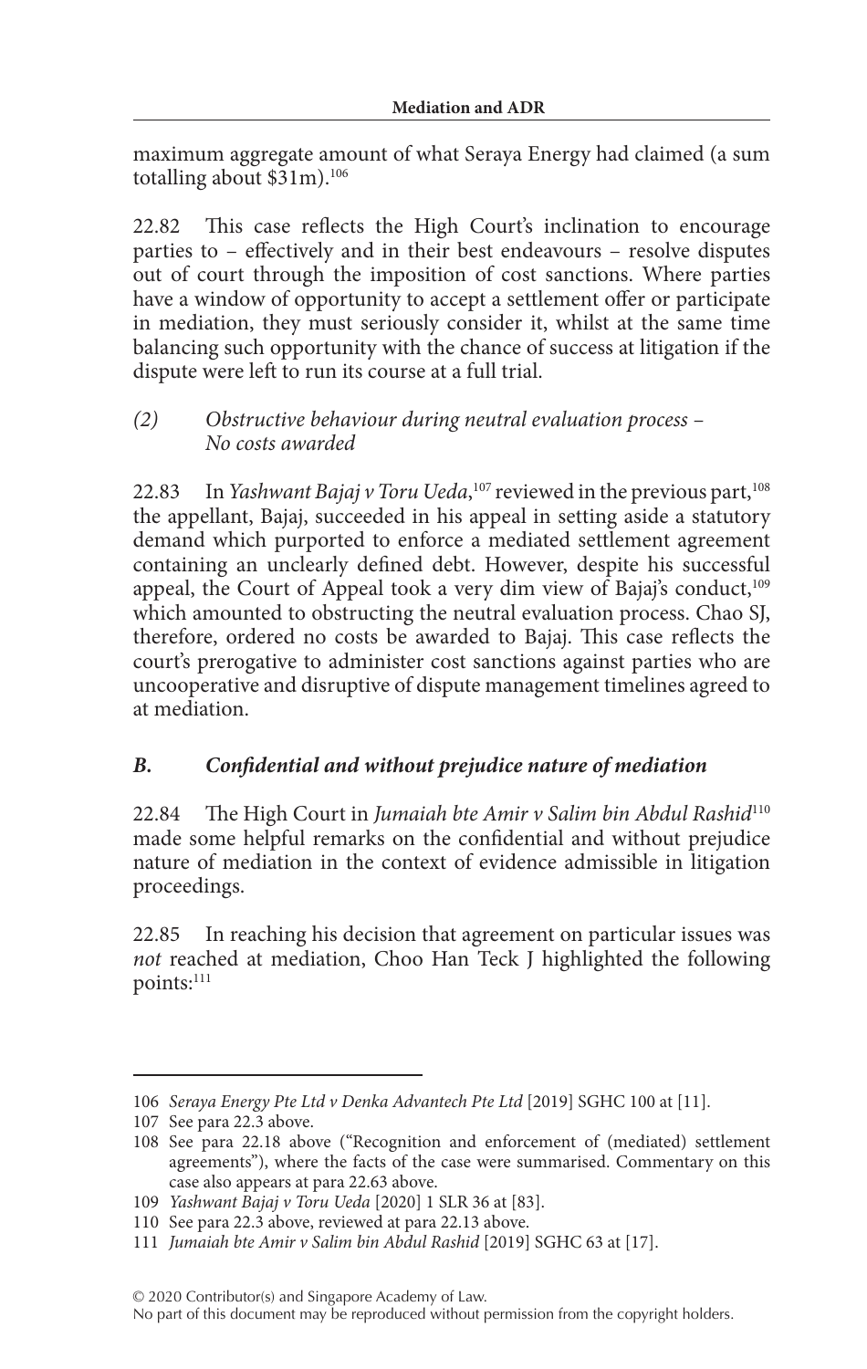maximum aggregate amount of what Seraya Energy had claimed (a sum totalling about $31m).[106]

22.82 This case reflects the High Court's inclination to encourage parties to – effectively and in their best endeavours – resolve disputes out of court through the imposition of cost sanctions. Where parties have a window of opportunity to accept a settlement offer or participate in mediation, they must seriously consider it, whilst at the same time balancing such opportunity with the chance of success at litigation if the dispute were left to run its course at a full trial.

*(2) Obstructive behaviour during neutral evaluation process – No costs awarded*

22.83 In *Yashwant Bajaj v Toru Ueda*,[107] reviewed in the previous part,[108] the appellant, Bajaj, succeeded in his appeal in setting aside a statutory demand which purported to enforce a mediated settlement agreement containing an unclearly defined debt. However, despite his successful appeal, the Court of Appeal took a very dim view of Bajaj's conduct,[109] which amounted to obstructing the neutral evaluation process. Chao SJ, therefore, ordered no costs be awarded to Bajaj. This case reflects the court's prerogative to administer cost sanctions against parties who are uncooperative and disruptive of dispute management timelines agreed to at mediation.

### *B. Confidential and without prejudice nature of mediation*

22.84 The High Court in *Jumaiah bte Amir v Salim bin Abdul Rashid*[110] made some helpful remarks on the confidential and without prejudice nature of mediation in the context of evidence admissible in litigation proceedings.

22.85 In reaching his decision that agreement on particular issues was *not* reached at mediation, Choo Han Teck J highlighted the following points:[111]

---

106 *Seraya Energy Pte Ltd v Denka Advantech Pte Ltd* [2019] SGHC 100 at [11].

107 See para 22.3 above.

108 See para 22.18 above ("Recognition and enforcement of (mediated) settlement agreements"), where the facts of the case were summarised. Commentary on this case also appears at para 22.63 above.

109 *Yashwant Bajaj v Toru Ueda* [2020] 1 SLR 36 at [83].

110 See para 22.3 above, reviewed at para 22.13 above.

111 *Jumaiah bte Amir v Salim bin Abdul Rashid* [2019] SGHC 63 at [17].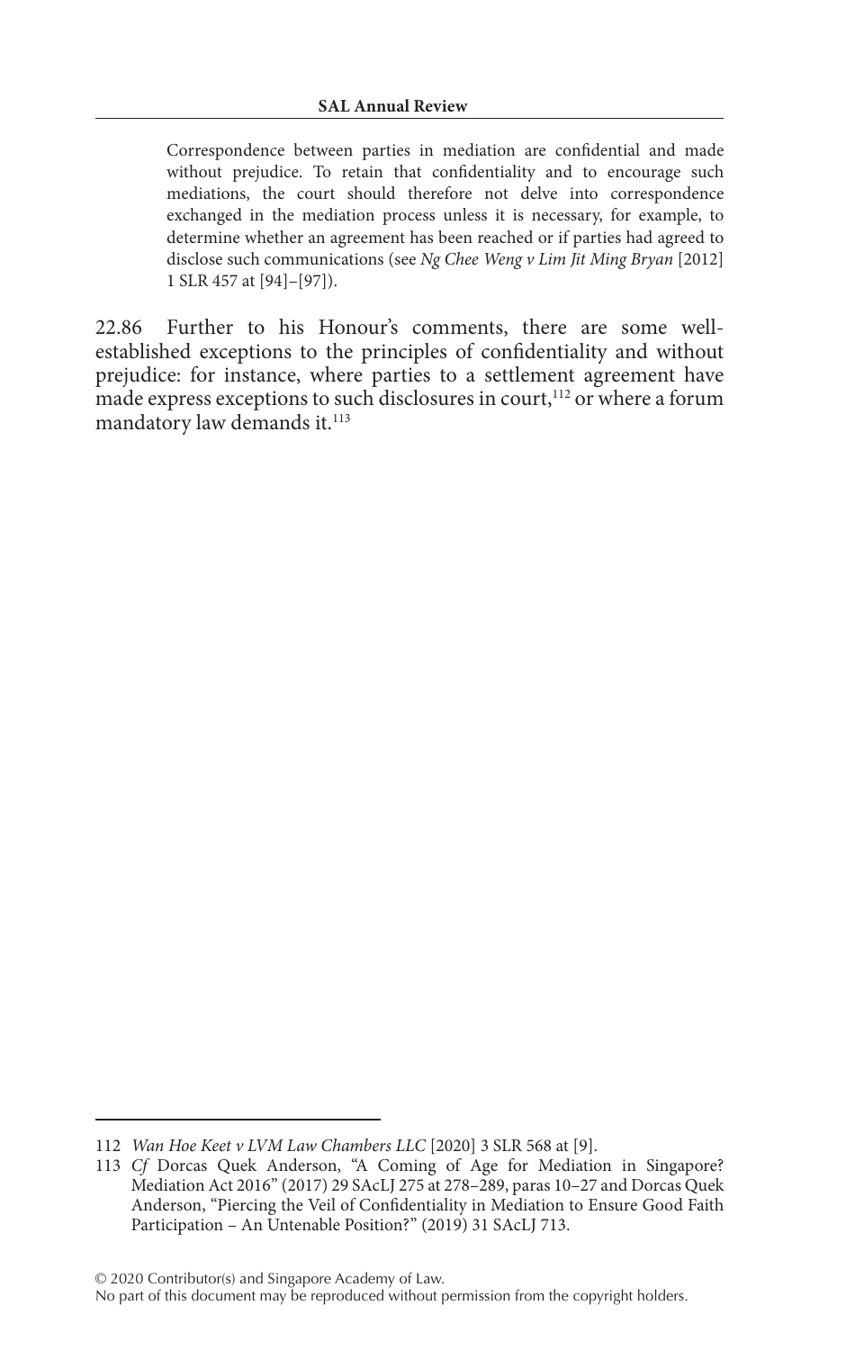> Correspondence between parties in mediation are confidential and made without prejudice. To retain that confidentiality and to encourage such mediations, the court should therefore not delve into correspondence exchanged in the mediation process unless it is necessary, for example, to determine whether an agreement has been reached or if parties had agreed to disclose such communications (see *Ng Chee Weng v Lim Jit Ming Bryan* [2012] 1 SLR 457 at [94]–[97]).

22.86 Further to his Honour's comments, there are some well-established exceptions to the principles of confidentiality and without prejudice: for instance, where parties to a settlement agreement have made express exceptions to such disclosures in court,[112] or where a forum mandatory law demands it.[113]

---

112 *Wan Hoe Keet v LVM Law Chambers LLC* [2020] 3 SLR 568 at [9].

113 *Cf* Dorcas Quek Anderson, "A Coming of Age for Mediation in Singapore? Mediation Act 2016" (2017) 29 SAcLJ 275 at 278–289, paras 10–27 and Dorcas Quek Anderson, "Piercing the Veil of Confidentiality in Mediation to Ensure Good Faith Participation – An Untenable Position?" (2019) 31 SAcLJ 713.

© 2020 Contributor(s) and Singapore Academy of Law.
No part of this document may be reproduced without permission from the copyright holders.